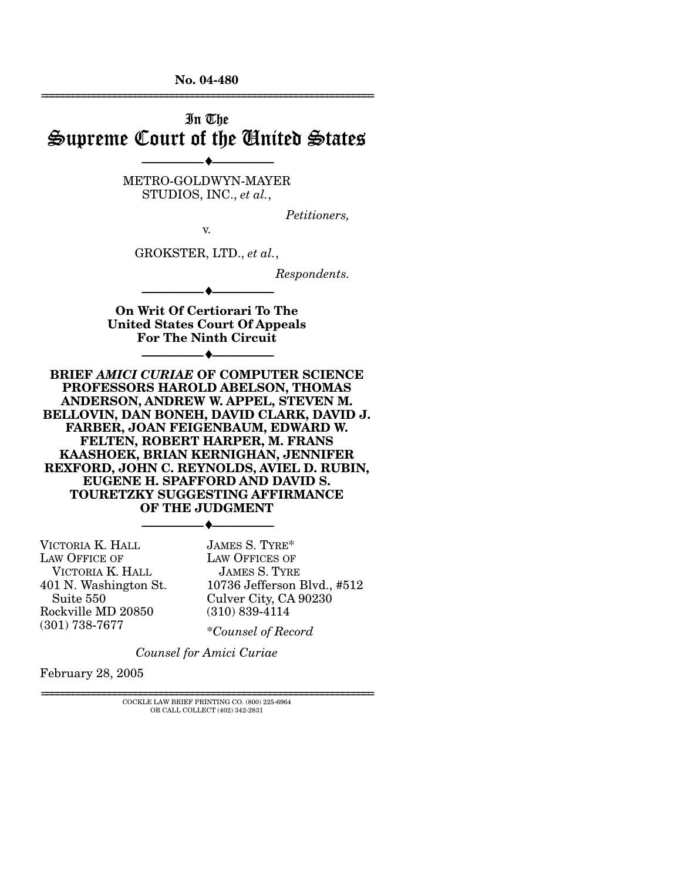No. 04-480

# In The Supreme Court of the United States

METRO-GOLDWYN-MAYER STUDIOS, INC., *et al.*,

*Petitioners,*

v.

GROKSTER, LTD., *et al.*,

*Respondents.*

**On Writ Of Certiorari To The United States Court Of Appeals For The Ninth Circuit**

**BRIEF *AMICI CURIAE* OF COMPUTER SCIENCE PROFESSORS HAROLD ABELSON, THOMAS ANDERSON, ANDREW W. APPEL, STEVEN M. BELLOVIN, DAN BONEH, DAVID CLARK, DAVID J. FARBER, JOAN FEIGENBAUM, EDWARD W. FELTEN, ROBERT HARPER, M. FRANS KAASHOEK, BRIAN KERNIGHAN, JENNIFER REXFORD, JOHN C. REYNOLDS, AVIEL D. RUBIN, EUGENE H. SPAFFORD AND DAVID S. TOURETZKY SUGGESTING AFFIRMANCE OF THE JUDGMENT**

VICTORIA K. HALL
LAW OFFICE OF VICTORIA K. HALL
401 N. Washington St. Suite 550
Rockville MD 20850
(301) 738-7677

JAMES S. TYRE*
LAW OFFICES OF JAMES S. TYRE
10736 Jefferson Blvd., #512
Culver City, CA 90230
(310) 839-4114

*Counsel of Record

*Counsel for Amici Curiae*

February 28, 2005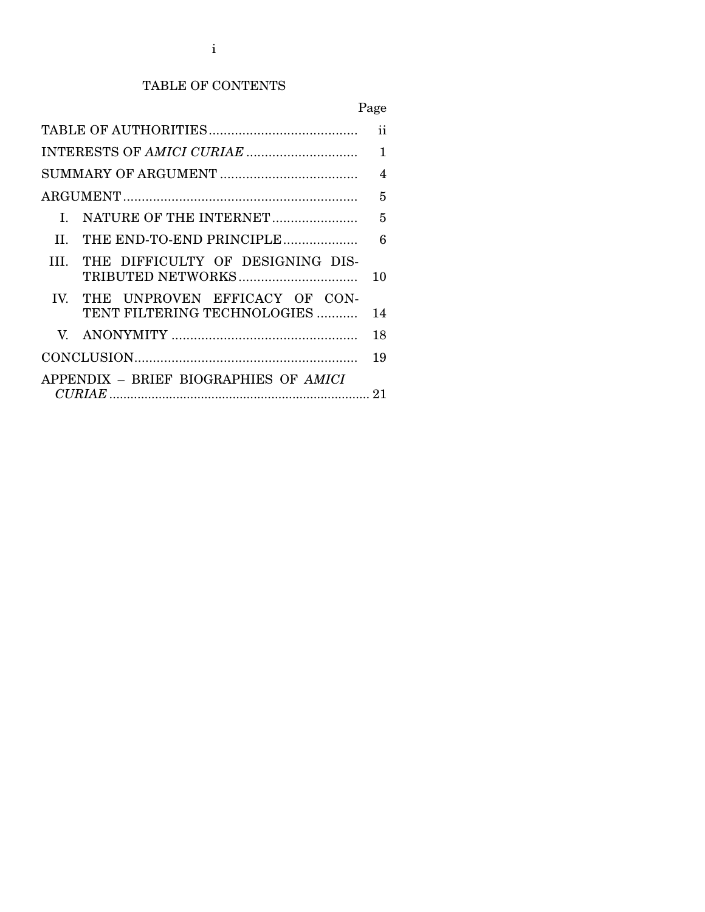# TABLE OF CONTENTS

| | Page |
|---|---|
| TABLE OF AUTHORITIES | ii |
| INTERESTS OF *AMICI CURIAE* | 1 |
| SUMMARY OF ARGUMENT | 4 |
| ARGUMENT | 5 |
| I. NATURE OF THE INTERNET | 5 |
| II. THE END-TO-END PRINCIPLE | 6 |
| III. THE DIFFICULTY OF DESIGNING DISTRIBUTED NETWORKS | 10 |
| IV. THE UNPROVEN EFFICACY OF CONTENT FILTERING TECHNOLOGIES | 14 |
| V. ANONYMITY | 18 |
| CONCLUSION | 19 |
| APPENDIX – BRIEF BIOGRAPHIES OF *AMICI CURIAE* | 21 |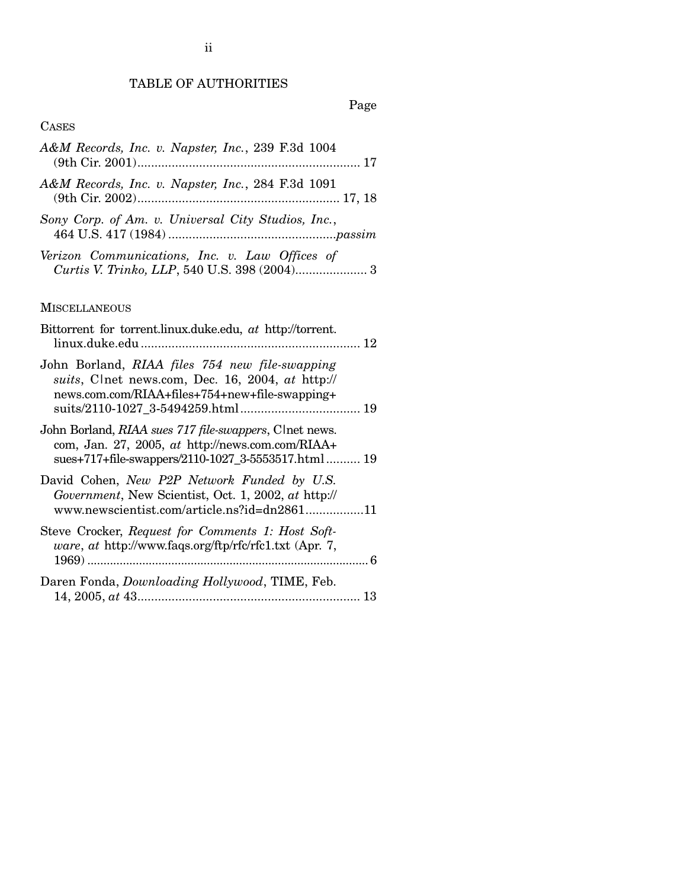## TABLE OF AUTHORITIES

Page

### CASES

*A&M Records, Inc. v. Napster, Inc.*, 239 F.3d 1004 (9th Cir. 2001)................................................................. 17

*A&M Records, Inc. v. Napster, Inc.*, 284 F.3d 1091 (9th Cir. 2002)........................................................... 17, 18

*Sony Corp. of Am. v. Universal City Studios, Inc.*, 464 U.S. 417 (1984) .................................................*passim*

*Verizon Communications, Inc. v. Law Offices of Curtis V. Trinko, LLP*, 540 U.S. 398 (2004)..................... 3

### MISCELLANEOUS

Bittorrent for torrent.linux.duke.edu, *at* http://torrent.linux.duke.edu ................................................................ 12

John Borland, *RIAA files 754 new file-swapping suits*, C|net news.com, Dec. 16, 2004, *at* http://news.com.com/RIAA+files+754+new+file-swapping+suits/2110-1027_3-5494259.html................................... 19

John Borland, *RIAA sues 717 file-swappers*, C|net news.com, Jan. 27, 2005, *at* http://news.com.com/RIAA+sues+717+file-swappers/2110-1027_3-5553517.html.......... 19

David Cohen, *New P2P Network Funded by U.S. Government*, New Scientist, Oct. 1, 2002, *at* http://www.newscientist.com/article.ns?id=dn2861.................11

Steve Crocker, *Request for Comments 1: Host Software*, *at* http://www.faqs.org/ftp/rfc/rfc1.txt (Apr. 7, 1969) ....................................................................................... 6

Daren Fonda, *Downloading Hollywood*, TIME, Feb. 14, 2005, *at* 43................................................................. 13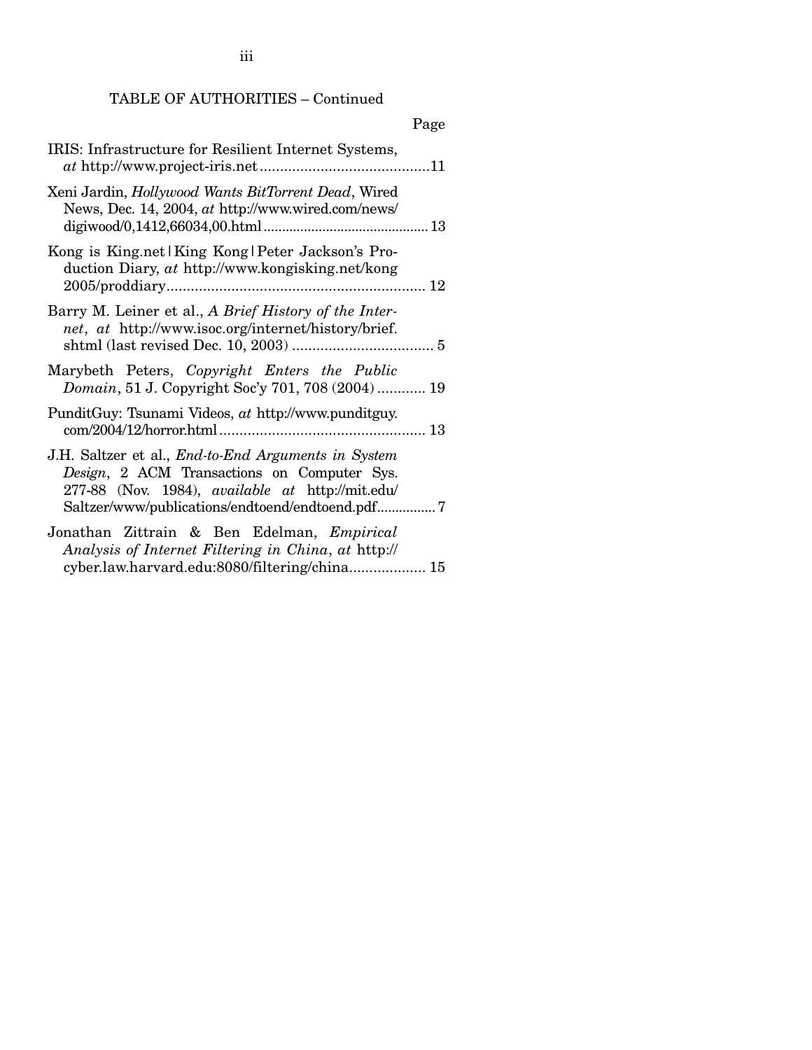TABLE OF AUTHORITIES – Continued

Page

IRIS: Infrastructure for Resilient Internet Systems, *at* http://www.project-iris.net ..........................................11

Xeni Jardin, *Hollywood Wants BitTorrent Dead*, Wired News, Dec. 14, 2004, *at* http://www.wired.com/news/digiwood/0,1412,66034,00.html ............................................ 13

Kong is King.net | King Kong | Peter Jackson's Production Diary, *at* http://www.kongisking.net/kong2005/proddiary................................................................ 12

Barry M. Leiner et al., *A Brief History of the Internet*, *at* http://www.isoc.org/internet/history/brief.shtml (last revised Dec. 10, 2003) .................................... 5

Marybeth Peters, *Copyright Enters the Public Domain*, 51 J. Copyright Soc'y 701, 708 (2004) ............ 19

PunditGuy: Tsunami Videos, *at* http://www.punditguy.com/2004/12/horror.html................................................... 13

J.H. Saltzer et al., *End-to-End Arguments in System Design*, 2 ACM Transactions on Computer Sys. 277-88 (Nov. 1984), *available at* http://mit.edu/Saltzer/www/publications/endtoend/endtoend.pdf................ 7

Jonathan Zittrain & Ben Edelman, *Empirical Analysis of Internet Filtering in China*, *at* http://cyber.law.harvard.edu:8080/filtering/china................... 15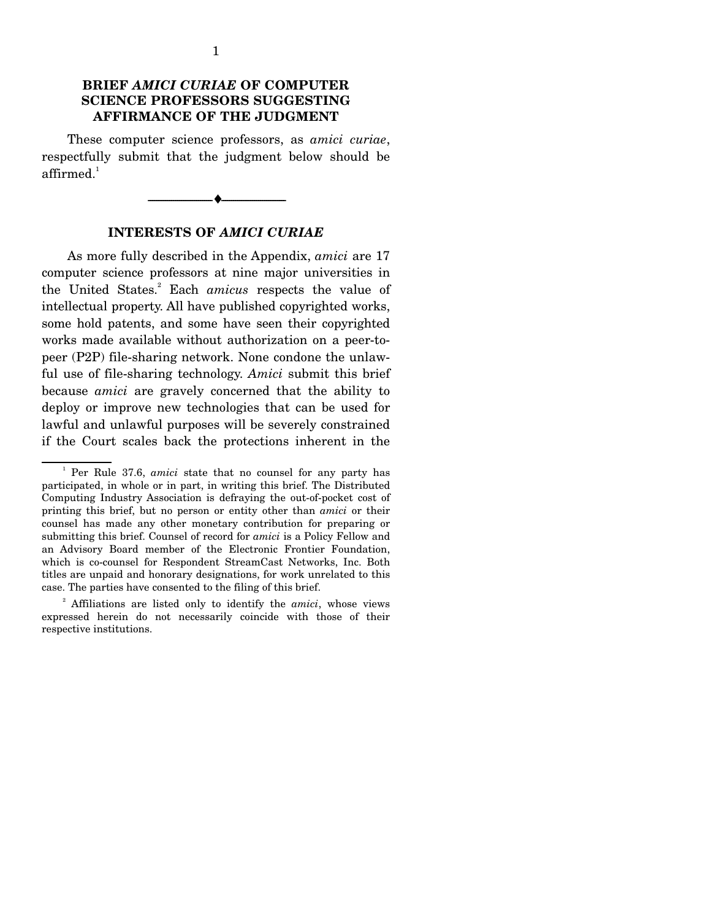# BRIEF *AMICI CURIAE* OF COMPUTER SCIENCE PROFESSORS SUGGESTING AFFIRMANCE OF THE JUDGMENT

These computer science professors, as *amici curiae*, respectfully submit that the judgment below should be affirmed.[1]

---

## INTERESTS OF *AMICI CURIAE*

As more fully described in the Appendix, *amici* are 17 computer science professors at nine major universities in the United States.[2] Each *amicus* respects the value of intellectual property. All have published copyrighted works, some hold patents, and some have seen their copyrighted works made available without authorization on a peer-to-peer (P2P) file-sharing network. None condone the unlawful use of file-sharing technology. *Amici* submit this brief because *amici* are gravely concerned that the ability to deploy or improve new technologies that can be used for lawful and unlawful purposes will be severely constrained if the Court scales back the protections inherent in the

---

[1] Per Rule 37.6, *amici* state that no counsel for any party has participated, in whole or in part, in writing this brief. The Distributed Computing Industry Association is defraying the out-of-pocket cost of printing this brief, but no person or entity other than *amici* or their counsel has made any other monetary contribution for preparing or submitting this brief. Counsel of record for *amici* is a Policy Fellow and an Advisory Board member of the Electronic Frontier Foundation, which is co-counsel for Respondent StreamCast Networks, Inc. Both titles are unpaid and honorary designations, for work unrelated to this case. The parties have consented to the filing of this brief.

[2] Affiliations are listed only to identify the *amici*, whose views expressed herein do not necessarily coincide with those of their respective institutions.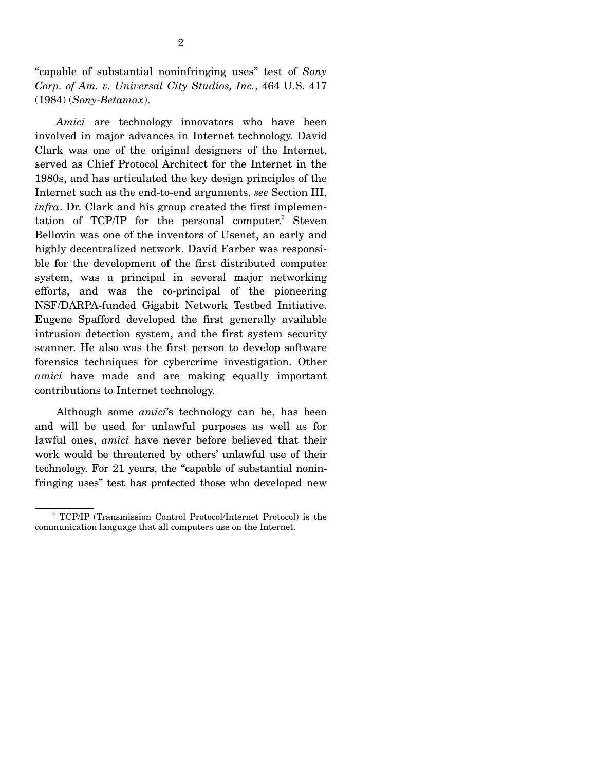"capable of substantial noninfringing uses" test of *Sony Corp. of Am. v. Universal City Studios, Inc.*, 464 U.S. 417 (1984) (*Sony-Betamax*).

*Amici* are technology innovators who have been involved in major advances in Internet technology. David Clark was one of the original designers of the Internet, served as Chief Protocol Architect for the Internet in the 1980s, and has articulated the key design principles of the Internet such as the end-to-end arguments, *see* Section III, *infra*. Dr. Clark and his group created the first implementation of TCP/IP for the personal computer.[3] Steven Bellovin was one of the inventors of Usenet, an early and highly decentralized network. David Farber was responsible for the development of the first distributed computer system, was a principal in several major networking efforts, and was the co-principal of the pioneering NSF/DARPA-funded Gigabit Network Testbed Initiative. Eugene Spafford developed the first generally available intrusion detection system, and the first system security scanner. He also was the first person to develop software forensics techniques for cybercrime investigation. Other *amici* have made and are making equally important contributions to Internet technology.

Although some *amici*'s technology can be, has been and will be used for unlawful purposes as well as for lawful ones, *amici* have never before believed that their work would be threatened by others' unlawful use of their technology. For 21 years, the "capable of substantial noninfringing uses" test has protected those who developed new

---

[3] TCP/IP (Transmission Control Protocol/Internet Protocol) is the communication language that all computers use on the Internet.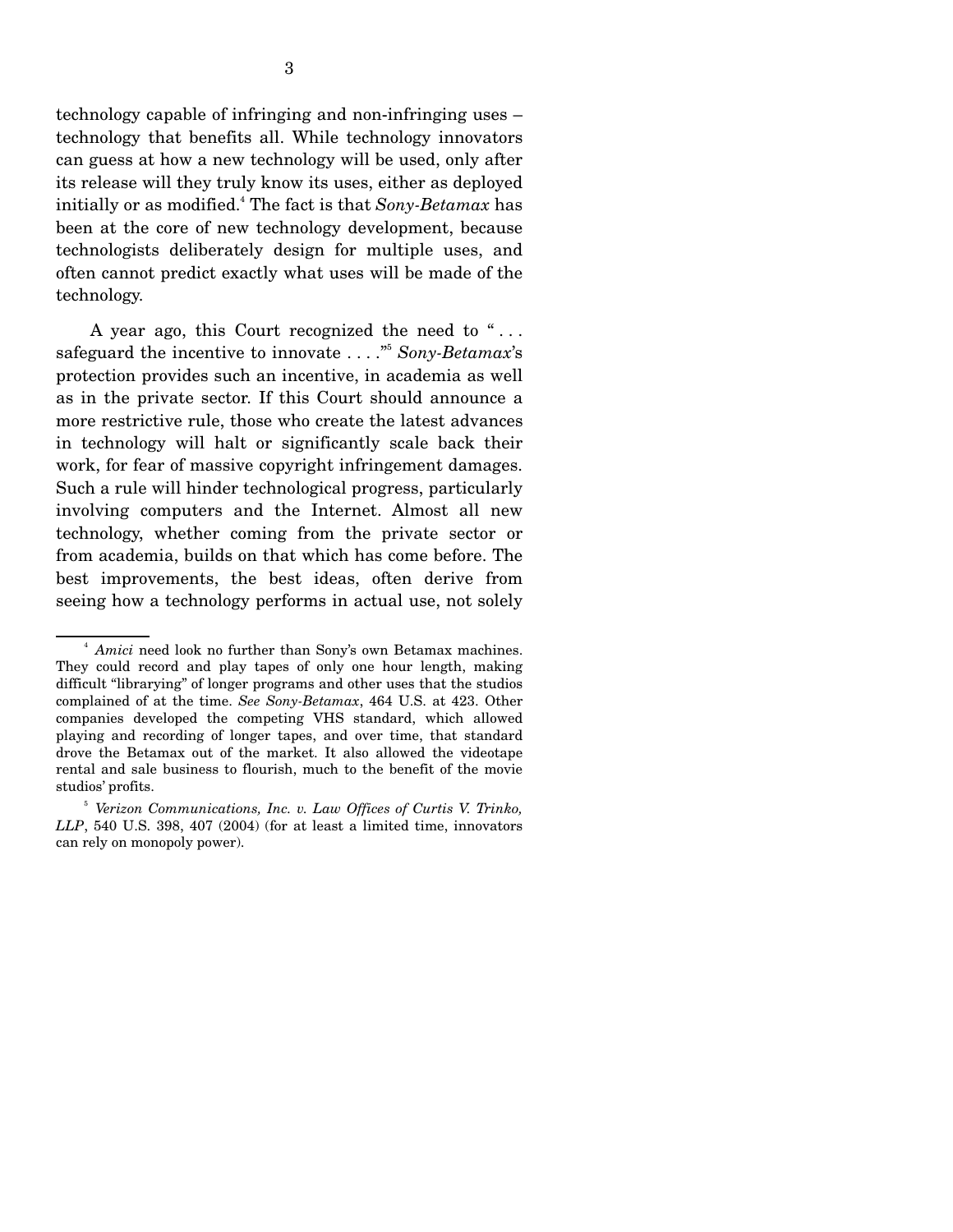technology capable of infringing and non-infringing uses – technology that benefits all. While technology innovators can guess at how a new technology will be used, only after its release will they truly know its uses, either as deployed initially or as modified.[4] The fact is that *Sony-Betamax* has been at the core of new technology development, because technologists deliberately design for multiple uses, and often cannot predict exactly what uses will be made of the technology.

A year ago, this Court recognized the need to " . . . safeguard the incentive to innovate . . . ."[5] *Sony-Betamax*'s protection provides such an incentive, in academia as well as in the private sector. If this Court should announce a more restrictive rule, those who create the latest advances in technology will halt or significantly scale back their work, for fear of massive copyright infringement damages. Such a rule will hinder technological progress, particularly involving computers and the Internet. Almost all new technology, whether coming from the private sector or from academia, builds on that which has come before. The best improvements, the best ideas, often derive from seeing how a technology performs in actual use, not solely

---

[4] *Amici* need look no further than Sony's own Betamax machines. They could record and play tapes of only one hour length, making difficult "librarying" of longer programs and other uses that the studios complained of at the time. *See Sony-Betamax*, 464 U.S. at 423. Other companies developed the competing VHS standard, which allowed playing and recording of longer tapes, and over time, that standard drove the Betamax out of the market. It also allowed the videotape rental and sale business to flourish, much to the benefit of the movie studios' profits.

[5] *Verizon Communications, Inc. v. Law Offices of Curtis V. Trinko, LLP*, 540 U.S. 398, 407 (2004) (for at least a limited time, innovators can rely on monopoly power).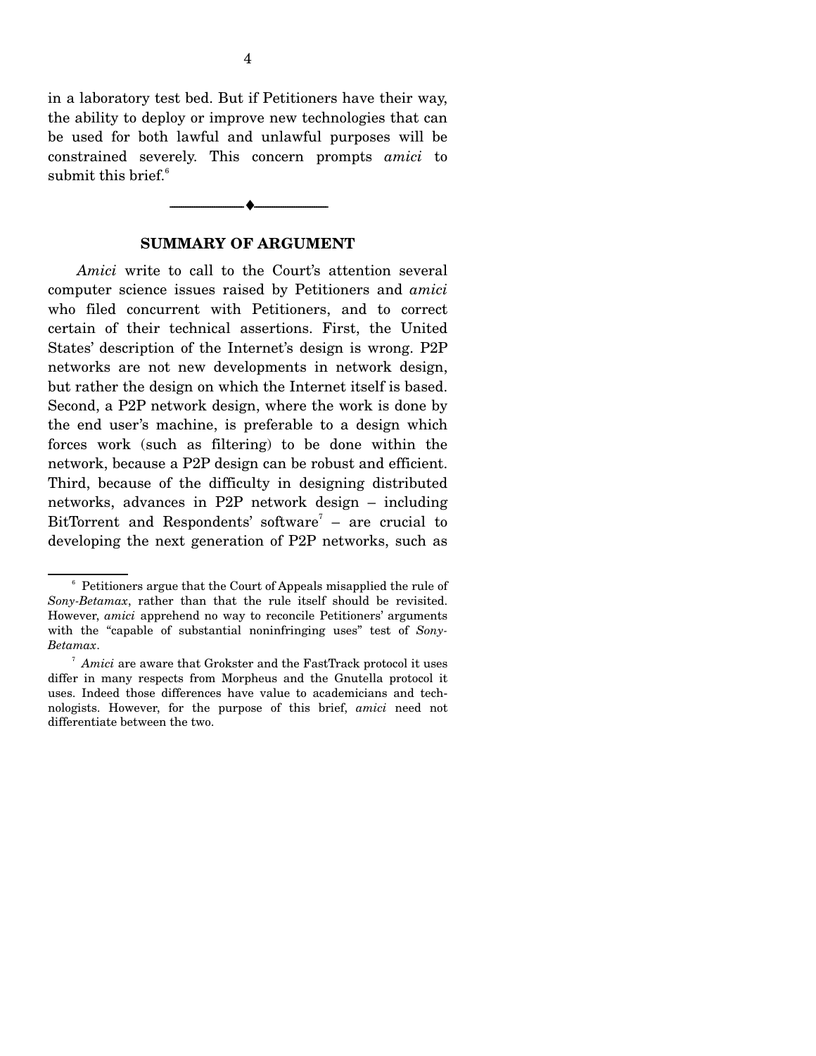in a laboratory test bed. But if Petitioners have their way, the ability to deploy or improve new technologies that can be used for both lawful and unlawful purposes will be constrained severely. This concern prompts *amici* to submit this brief.[6]

---

## SUMMARY OF ARGUMENT

*Amici* write to call to the Court's attention several computer science issues raised by Petitioners and *amici* who filed concurrent with Petitioners, and to correct certain of their technical assertions. First, the United States' description of the Internet's design is wrong. P2P networks are not new developments in network design, but rather the design on which the Internet itself is based. Second, a P2P network design, where the work is done by the end user's machine, is preferable to a design which forces work (such as filtering) to be done within the network, because a P2P design can be robust and efficient. Third, because of the difficulty in designing distributed networks, advances in P2P network design – including BitTorrent and Respondents' software[7] – are crucial to developing the next generation of P2P networks, such as

---

[6] Petitioners argue that the Court of Appeals misapplied the rule of *Sony-Betamax*, rather than that the rule itself should be revisited. However, *amici* apprehend no way to reconcile Petitioners' arguments with the "capable of substantial noninfringing uses" test of *Sony-Betamax*.

[7] *Amici* are aware that Grokster and the FastTrack protocol it uses differ in many respects from Morpheus and the Gnutella protocol it uses. Indeed those differences have value to academicians and technologists. However, for the purpose of this brief, *amici* need not differentiate between the two.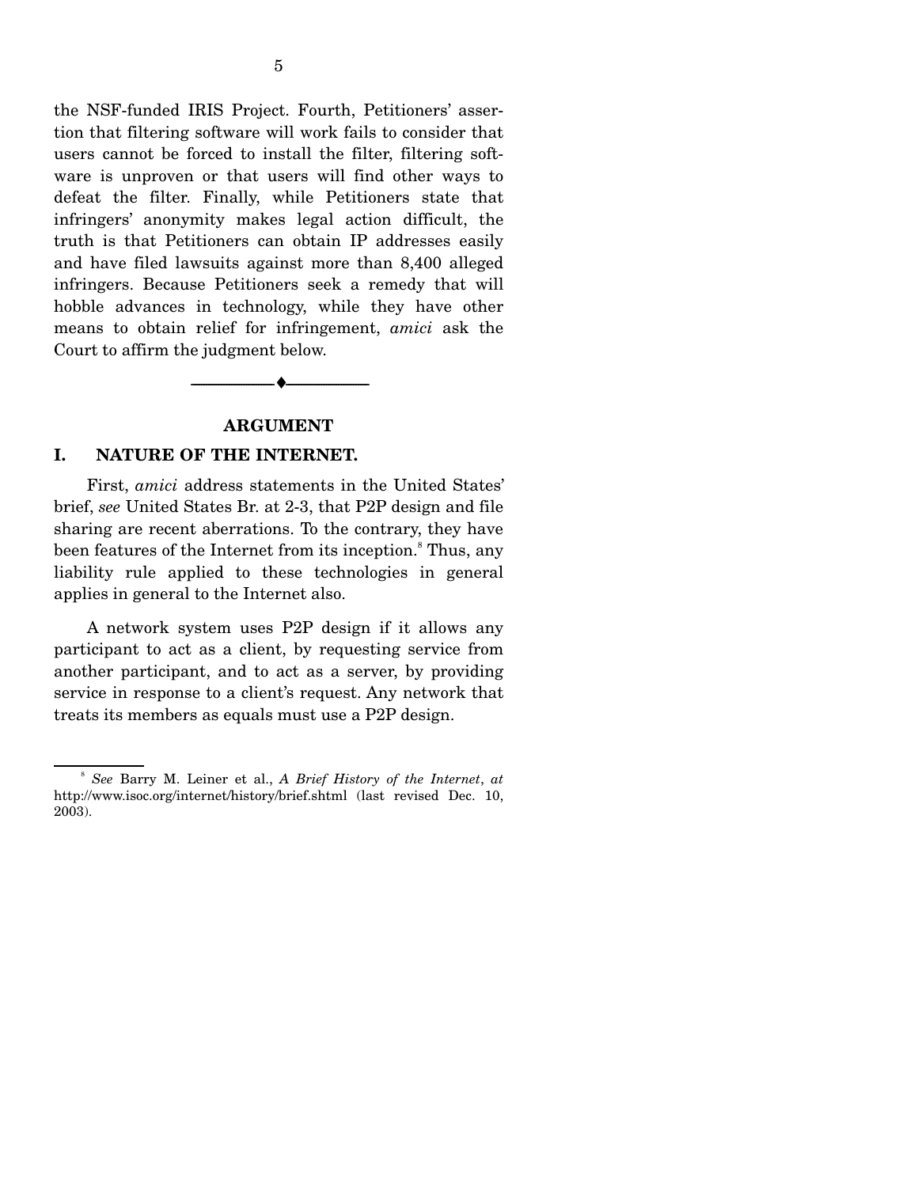the NSF-funded IRIS Project. Fourth, Petitioners' assertion that filtering software will work fails to consider that users cannot be forced to install the filter, filtering software is unproven or that users will find other ways to defeat the filter. Finally, while Petitioners state that infringers' anonymity makes legal action difficult, the truth is that Petitioners can obtain IP addresses easily and have filed lawsuits against more than 8,400 alleged infringers. Because Petitioners seek a remedy that will hobble advances in technology, while they have other means to obtain relief for infringement, *amici* ask the Court to affirm the judgment below.

---

## ARGUMENT

### I. NATURE OF THE INTERNET.

First, *amici* address statements in the United States' brief, *see* United States Br. at 2-3, that P2P design and file sharing are recent aberrations. To the contrary, they have been features of the Internet from its inception.[8] Thus, any liability rule applied to these technologies in general applies in general to the Internet also.

A network system uses P2P design if it allows any participant to act as a client, by requesting service from another participant, and to act as a server, by providing service in response to a client's request. Any network that treats its members as equals must use a P2P design.

---

[8] *See* Barry M. Leiner et al., *A Brief History of the Internet*, *at* http://www.isoc.org/internet/history/brief.shtml (last revised Dec. 10, 2003).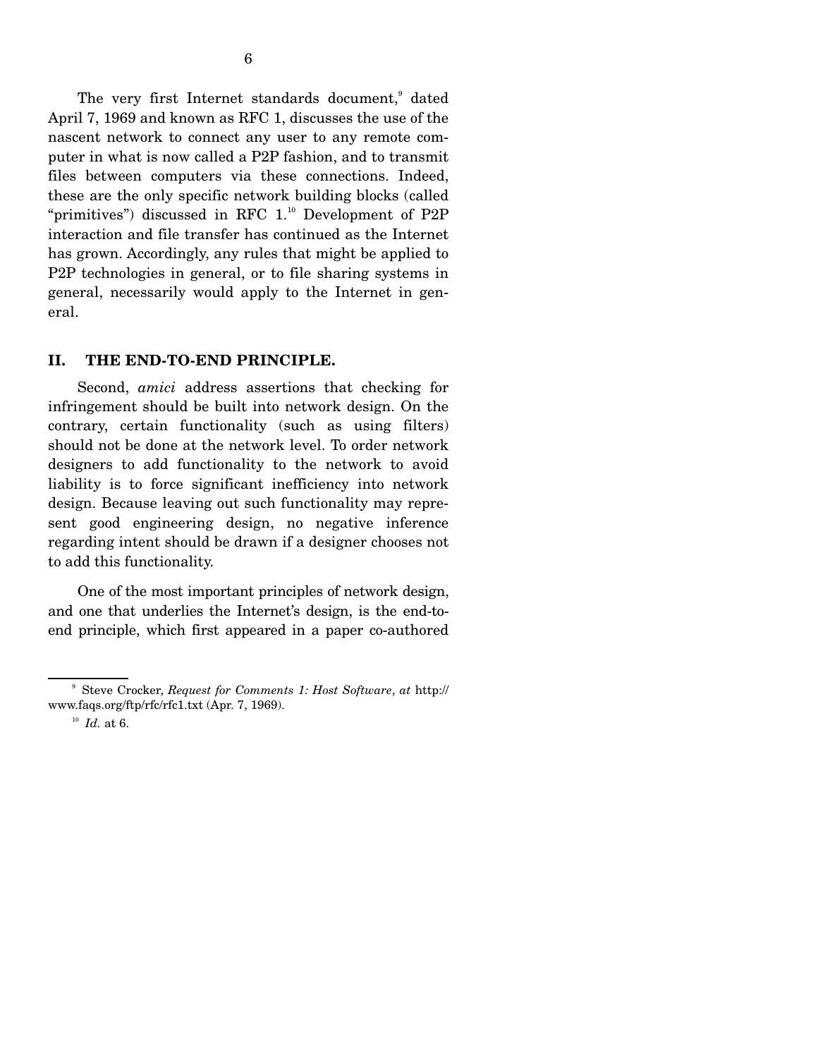The very first Internet standards document,[9] dated April 7, 1969 and known as RFC 1, discusses the use of the nascent network to connect any user to any remote computer in what is now called a P2P fashion, and to transmit files between computers via these connections. Indeed, these are the only specific network building blocks (called "primitives") discussed in RFC 1.[10] Development of P2P interaction and file transfer has continued as the Internet has grown. Accordingly, any rules that might be applied to P2P technologies in general, or to file sharing systems in general, necessarily would apply to the Internet in general.

## II. THE END-TO-END PRINCIPLE.

Second, *amici* address assertions that checking for infringement should be built into network design. On the contrary, certain functionality (such as using filters) should not be done at the network level. To order network designers to add functionality to the network to avoid liability is to force significant inefficiency into network design. Because leaving out such functionality may represent good engineering design, no negative inference regarding intent should be drawn if a designer chooses not to add this functionality.

One of the most important principles of network design, and one that underlies the Internet's design, is the end-to-end principle, which first appeared in a paper co-authored

---

[9] Steve Crocker, *Request for Comments 1: Host Software*, *at* http://www.faqs.org/ftp/rfc/rfc1.txt (Apr. 7, 1969).

[10] *Id.* at 6.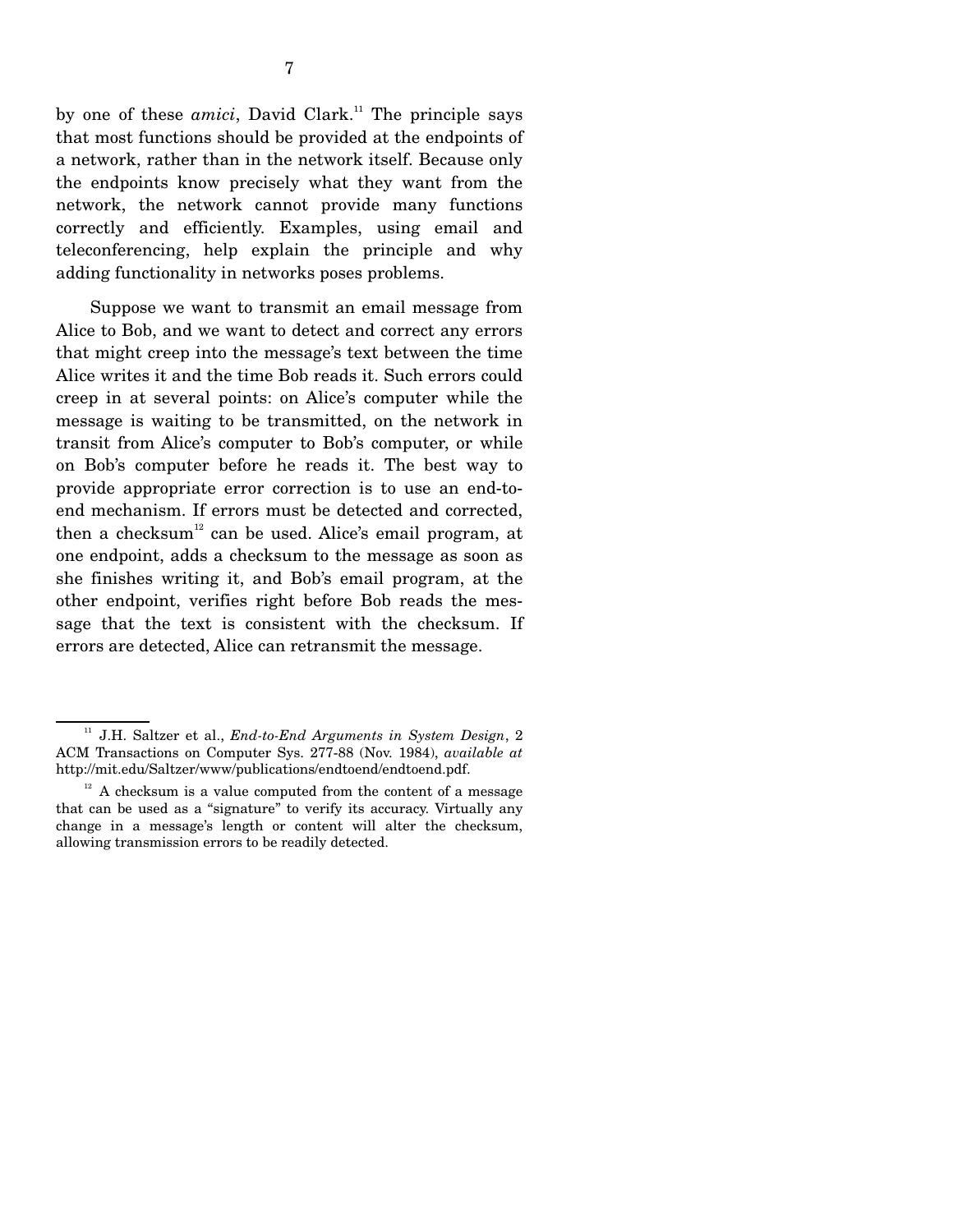by one of these *amici*, David Clark.[11] The principle says that most functions should be provided at the endpoints of a network, rather than in the network itself. Because only the endpoints know precisely what they want from the network, the network cannot provide many functions correctly and efficiently. Examples, using email and teleconferencing, help explain the principle and why adding functionality in networks poses problems.

Suppose we want to transmit an email message from Alice to Bob, and we want to detect and correct any errors that might creep into the message's text between the time Alice writes it and the time Bob reads it. Such errors could creep in at several points: on Alice's computer while the message is waiting to be transmitted, on the network in transit from Alice's computer to Bob's computer, or while on Bob's computer before he reads it. The best way to provide appropriate error correction is to use an end-to-end mechanism. If errors must be detected and corrected, then a checksum[12] can be used. Alice's email program, at one endpoint, adds a checksum to the message as soon as she finishes writing it, and Bob's email program, at the other endpoint, verifies right before Bob reads the message that the text is consistent with the checksum. If errors are detected, Alice can retransmit the message.

---

[11] J.H. Saltzer et al., *End-to-End Arguments in System Design*, 2 ACM Transactions on Computer Sys. 277-88 (Nov. 1984), *available at* http://mit.edu/Saltzer/www/publications/endtoend/endtoend.pdf.

[12] A checksum is a value computed from the content of a message that can be used as a "signature" to verify its accuracy. Virtually any change in a message's length or content will alter the checksum, allowing transmission errors to be readily detected.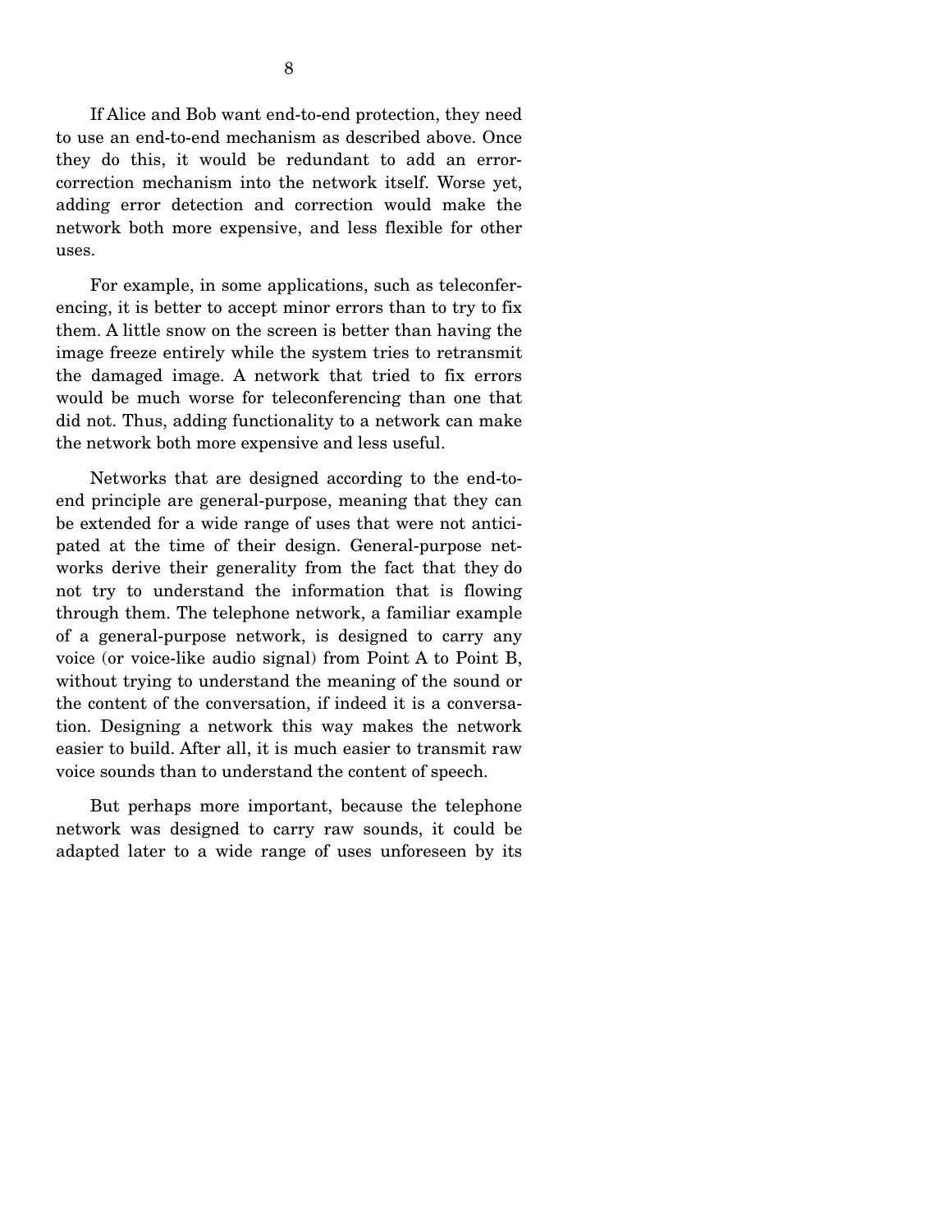If Alice and Bob want end-to-end protection, they need to use an end-to-end mechanism as described above. Once they do this, it would be redundant to add an error-correction mechanism into the network itself. Worse yet, adding error detection and correction would make the network both more expensive, and less flexible for other uses.

For example, in some applications, such as teleconferencing, it is better to accept minor errors than to try to fix them. A little snow on the screen is better than having the image freeze entirely while the system tries to retransmit the damaged image. A network that tried to fix errors would be much worse for teleconferencing than one that did not. Thus, adding functionality to a network can make the network both more expensive and less useful.

Networks that are designed according to the end-to-end principle are general-purpose, meaning that they can be extended for a wide range of uses that were not anticipated at the time of their design. General-purpose networks derive their generality from the fact that they do not try to understand the information that is flowing through them. The telephone network, a familiar example of a general-purpose network, is designed to carry any voice (or voice-like audio signal) from Point A to Point B, without trying to understand the meaning of the sound or the content of the conversation, if indeed it is a conversation. Designing a network this way makes the network easier to build. After all, it is much easier to transmit raw voice sounds than to understand the content of speech.

But perhaps more important, because the telephone network was designed to carry raw sounds, it could be adapted later to a wide range of uses unforeseen by its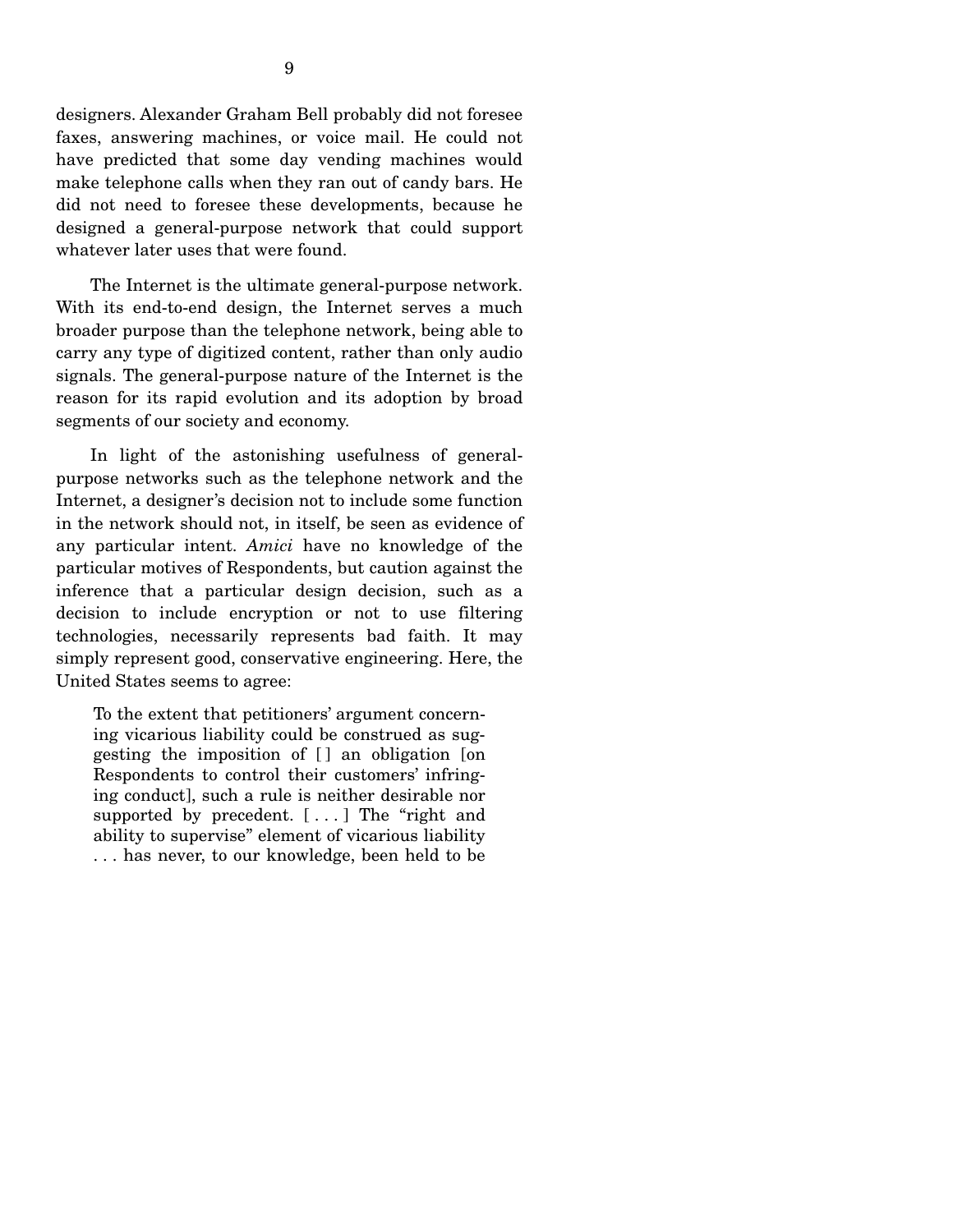designers. Alexander Graham Bell probably did not foresee faxes, answering machines, or voice mail. He could not have predicted that some day vending machines would make telephone calls when they ran out of candy bars. He did not need to foresee these developments, because he designed a general-purpose network that could support whatever later uses that were found.

The Internet is the ultimate general-purpose network. With its end-to-end design, the Internet serves a much broader purpose than the telephone network, being able to carry any type of digitized content, rather than only audio signals. The general-purpose nature of the Internet is the reason for its rapid evolution and its adoption by broad segments of our society and economy.

In light of the astonishing usefulness of general-purpose networks such as the telephone network and the Internet, a designer's decision not to include some function in the network should not, in itself, be seen as evidence of any particular intent. *Amici* have no knowledge of the particular motives of Respondents, but caution against the inference that a particular design decision, such as a decision to include encryption or not to use filtering technologies, necessarily represents bad faith. It may simply represent good, conservative engineering. Here, the United States seems to agree:

> To the extent that petitioners' argument concerning vicarious liability could be construed as suggesting the imposition of [ ] an obligation [on Respondents to control their customers' infringing conduct], such a rule is neither desirable nor supported by precedent. [ . . . ] The "right and ability to supervise" element of vicarious liability . . . has never, to our knowledge, been held to be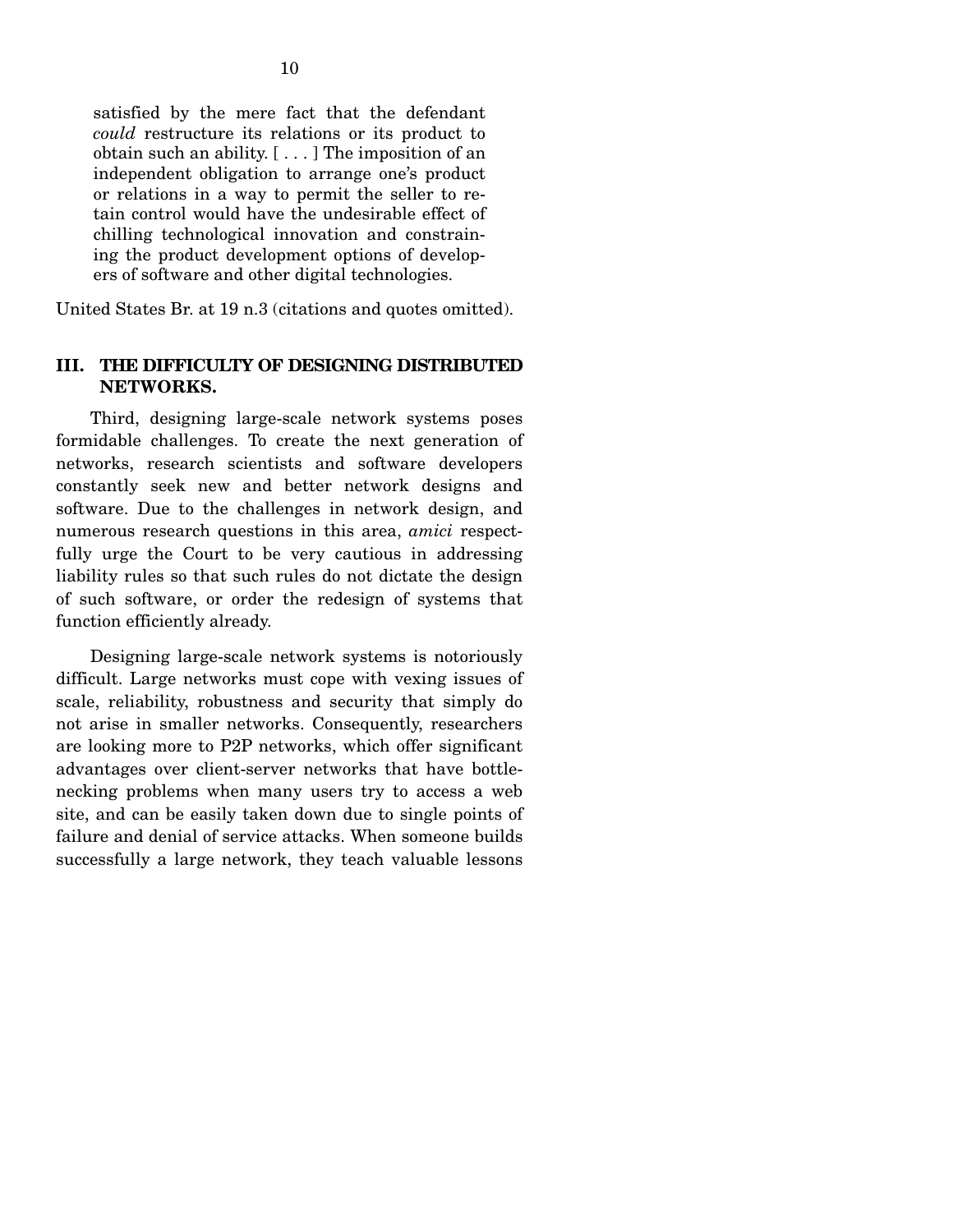> satisfied by the mere fact that the defendant *could* restructure its relations or its product to obtain such an ability. [ . . . ] The imposition of an independent obligation to arrange one's product or relations in a way to permit the seller to retain control would have the undesirable effect of chilling technological innovation and constraining the product development options of developers of software and other digital technologies.

United States Br. at 19 n.3 (citations and quotes omitted).

## III. THE DIFFICULTY OF DESIGNING DISTRIBUTED NETWORKS.

Third, designing large-scale network systems poses formidable challenges. To create the next generation of networks, research scientists and software developers constantly seek new and better network designs and software. Due to the challenges in network design, and numerous research questions in this area, *amici* respectfully urge the Court to be very cautious in addressing liability rules so that such rules do not dictate the design of such software, or order the redesign of systems that function efficiently already.

Designing large-scale network systems is notoriously difficult. Large networks must cope with vexing issues of scale, reliability, robustness and security that simply do not arise in smaller networks. Consequently, researchers are looking more to P2P networks, which offer significant advantages over client-server networks that have bottlenecking problems when many users try to access a web site, and can be easily taken down due to single points of failure and denial of service attacks. When someone builds successfully a large network, they teach valuable lessons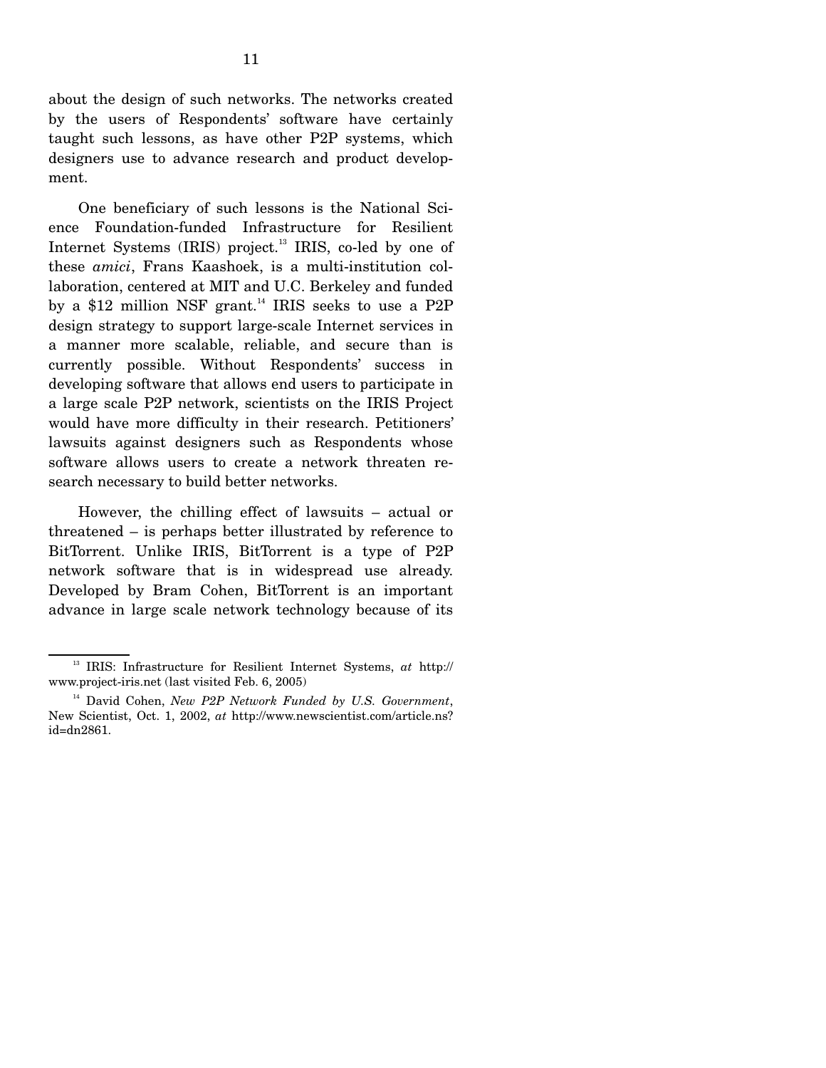about the design of such networks. The networks created by the users of Respondents' software have certainly taught such lessons, as have other P2P systems, which designers use to advance research and product development.

One beneficiary of such lessons is the National Science Foundation-funded Infrastructure for Resilient Internet Systems (IRIS) project.[13] IRIS, co-led by one of these *amici*, Frans Kaashoek, is a multi-institution collaboration, centered at MIT and U.C. Berkeley and funded by a $12 million NSF grant.[14] IRIS seeks to use a P2P design strategy to support large-scale Internet services in a manner more scalable, reliable, and secure than is currently possible. Without Respondents' success in developing software that allows end users to participate in a large scale P2P network, scientists on the IRIS Project would have more difficulty in their research. Petitioners' lawsuits against designers such as Respondents whose software allows users to create a network threaten research necessary to build better networks.

However, the chilling effect of lawsuits – actual or threatened – is perhaps better illustrated by reference to BitTorrent. Unlike IRIS, BitTorrent is a type of P2P network software that is in widespread use already. Developed by Bram Cohen, BitTorrent is an important advance in large scale network technology because of its

---

[13] IRIS: Infrastructure for Resilient Internet Systems, *at* http://www.project-iris.net (last visited Feb. 6, 2005)

[14] David Cohen, *New P2P Network Funded by U.S. Government*, New Scientist, Oct. 1, 2002, *at* http://www.newscientist.com/article.ns?id=dn2861.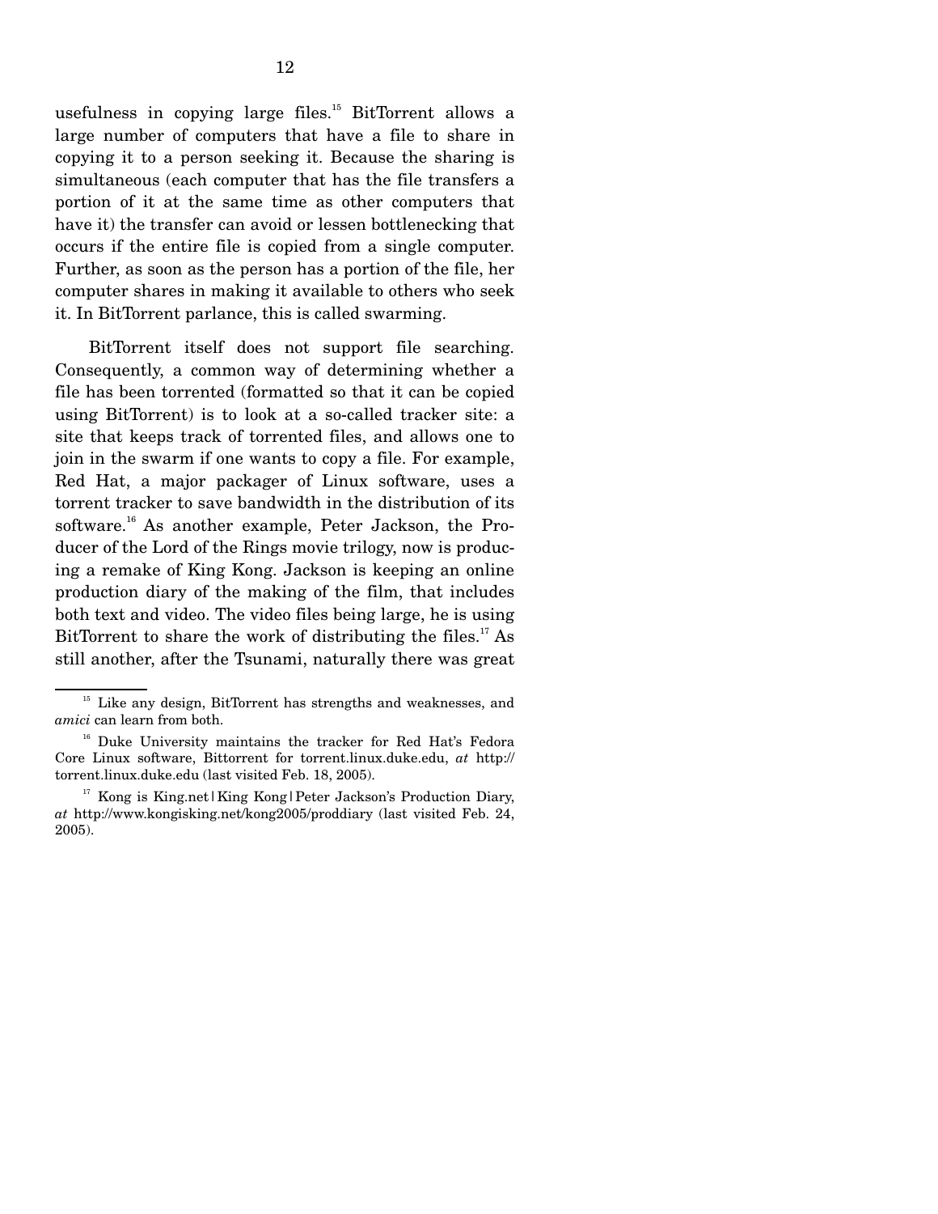usefulness in copying large files.[15] BitTorrent allows a large number of computers that have a file to share in copying it to a person seeking it. Because the sharing is simultaneous (each computer that has the file transfers a portion of it at the same time as other computers that have it) the transfer can avoid or lessen bottlenecking that occurs if the entire file is copied from a single computer. Further, as soon as the person has a portion of the file, her computer shares in making it available to others who seek it. In BitTorrent parlance, this is called swarming.

BitTorrent itself does not support file searching. Consequently, a common way of determining whether a file has been torrented (formatted so that it can be copied using BitTorrent) is to look at a so-called tracker site: a site that keeps track of torrented files, and allows one to join in the swarm if one wants to copy a file. For example, Red Hat, a major packager of Linux software, uses a torrent tracker to save bandwidth in the distribution of its software.[16] As another example, Peter Jackson, the Producer of the Lord of the Rings movie trilogy, now is producing a remake of King Kong. Jackson is keeping an online production diary of the making of the film, that includes both text and video. The video files being large, he is using BitTorrent to share the work of distributing the files.[17] As still another, after the Tsunami, naturally there was great

---

[15] Like any design, BitTorrent has strengths and weaknesses, and *amici* can learn from both.

[16] Duke University maintains the tracker for Red Hat's Fedora Core Linux software, Bittorrent for torrent.linux.duke.edu, *at* http://torrent.linux.duke.edu (last visited Feb. 18, 2005).

[17] Kong is King.net|King Kong|Peter Jackson's Production Diary, *at* http://www.kongisking.net/kong2005/proddiary (last visited Feb. 24, 2005).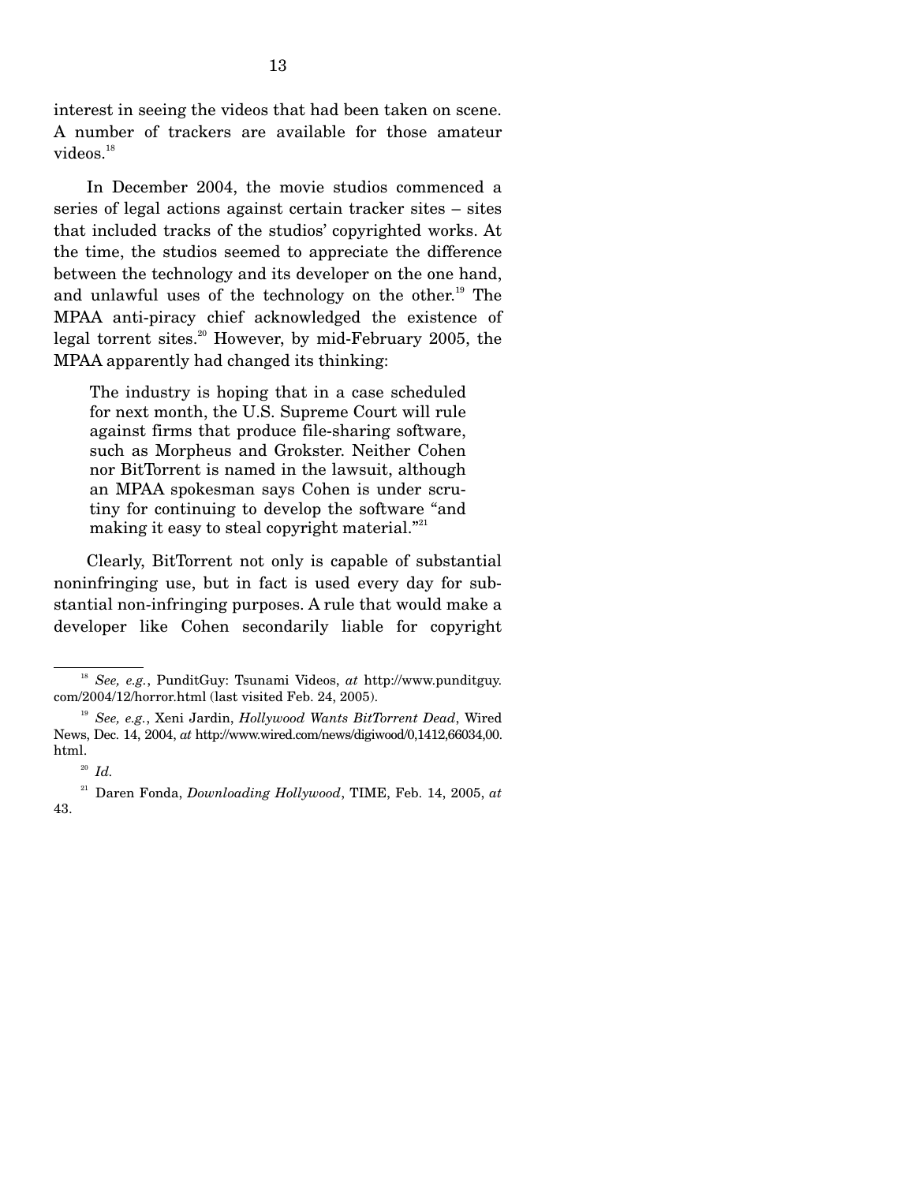interest in seeing the videos that had been taken on scene. A number of trackers are available for those amateur videos.[18]

In December 2004, the movie studios commenced a series of legal actions against certain tracker sites – sites that included tracks of the studios' copyrighted works. At the time, the studios seemed to appreciate the difference between the technology and its developer on the one hand, and unlawful uses of the technology on the other.[19] The MPAA anti-piracy chief acknowledged the existence of legal torrent sites.[20] However, by mid-February 2005, the MPAA apparently had changed its thinking:

> The industry is hoping that in a case scheduled for next month, the U.S. Supreme Court will rule against firms that produce file-sharing software, such as Morpheus and Grokster. Neither Cohen nor BitTorrent is named in the lawsuit, although an MPAA spokesman says Cohen is under scrutiny for continuing to develop the software "and making it easy to steal copyright material."[21]

Clearly, BitTorrent not only is capable of substantial noninfringing use, but in fact is used every day for substantial non-infringing purposes. A rule that would make a developer like Cohen secondarily liable for copyright

---

[18] *See, e.g.*, PunditGuy: Tsunami Videos, *at* http://www.punditguy.com/2004/12/horror.html (last visited Feb. 24, 2005).

[19] *See, e.g.*, Xeni Jardin, *Hollywood Wants BitTorrent Dead*, Wired News, Dec. 14, 2004, *at* http://www.wired.com/news/digiwood/0,1412,66034,00.html.

[20] *Id.*

[21] Daren Fonda, *Downloading Hollywood*, TIME, Feb. 14, 2005, *at* 43.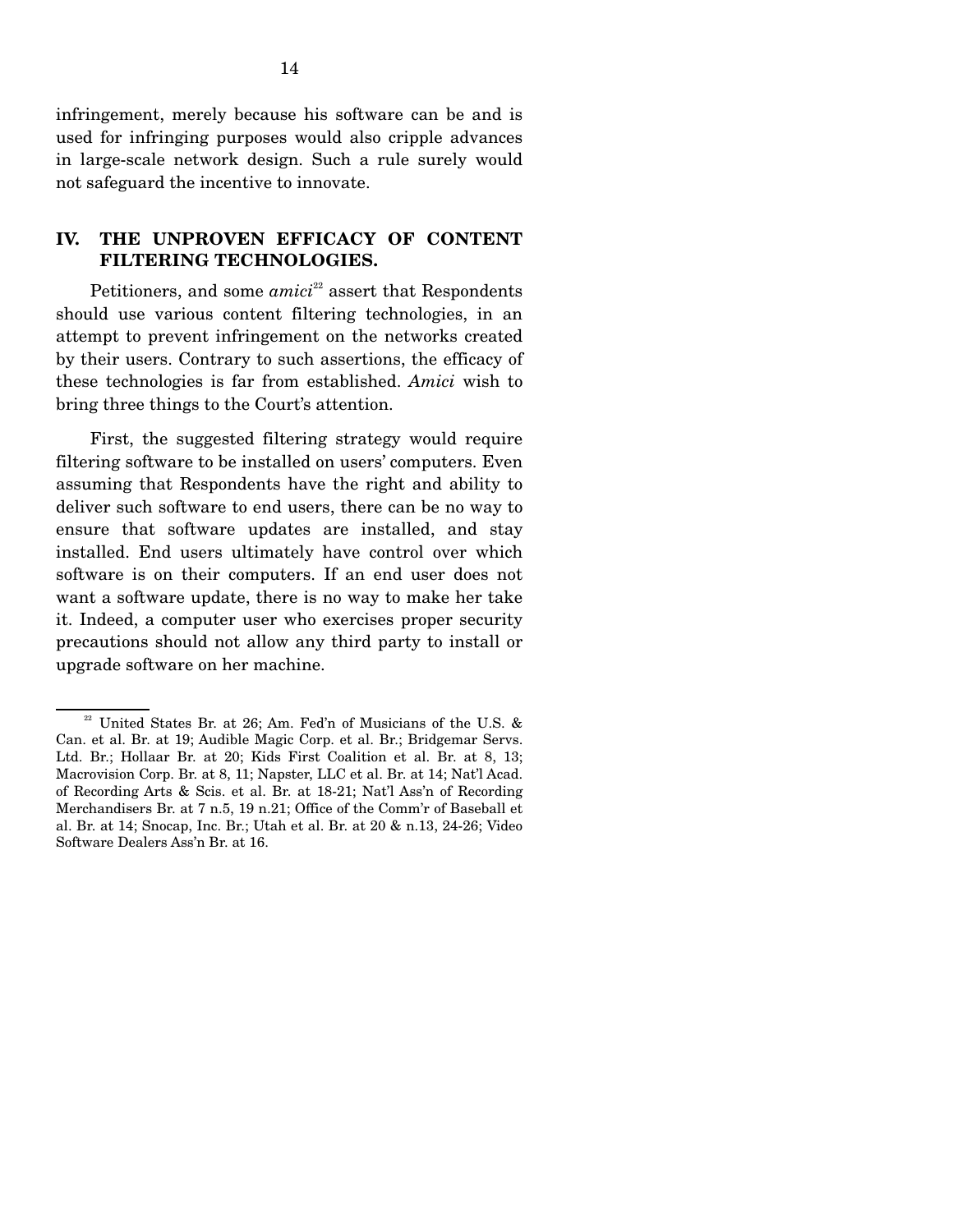infringement, merely because his software can be and is used for infringing purposes would also cripple advances in large-scale network design. Such a rule surely would not safeguard the incentive to innovate.

## IV. THE UNPROVEN EFFICACY OF CONTENT FILTERING TECHNOLOGIES.

Petitioners, and some *amici*[22] assert that Respondents should use various content filtering technologies, in an attempt to prevent infringement on the networks created by their users. Contrary to such assertions, the efficacy of these technologies is far from established. *Amici* wish to bring three things to the Court's attention.

First, the suggested filtering strategy would require filtering software to be installed on users' computers. Even assuming that Respondents have the right and ability to deliver such software to end users, there can be no way to ensure that software updates are installed, and stay installed. End users ultimately have control over which software is on their computers. If an end user does not want a software update, there is no way to make her take it. Indeed, a computer user who exercises proper security precautions should not allow any third party to install or upgrade software on her machine.

---

[22] United States Br. at 26; Am. Fed'n of Musicians of the U.S. & Can. et al. Br. at 19; Audible Magic Corp. et al. Br.; Bridgemar Servs. Ltd. Br.; Hollaar Br. at 20; Kids First Coalition et al. Br. at 8, 13; Macrovision Corp. Br. at 8, 11; Napster, LLC et al. Br. at 14; Nat'l Acad. of Recording Arts & Scis. et al. Br. at 18-21; Nat'l Ass'n of Recording Merchandisers Br. at 7 n.5, 19 n.21; Office of the Comm'r of Baseball et al. Br. at 14; Snocap, Inc. Br.; Utah et al. Br. at 20 & n.13, 24-26; Video Software Dealers Ass'n Br. at 16.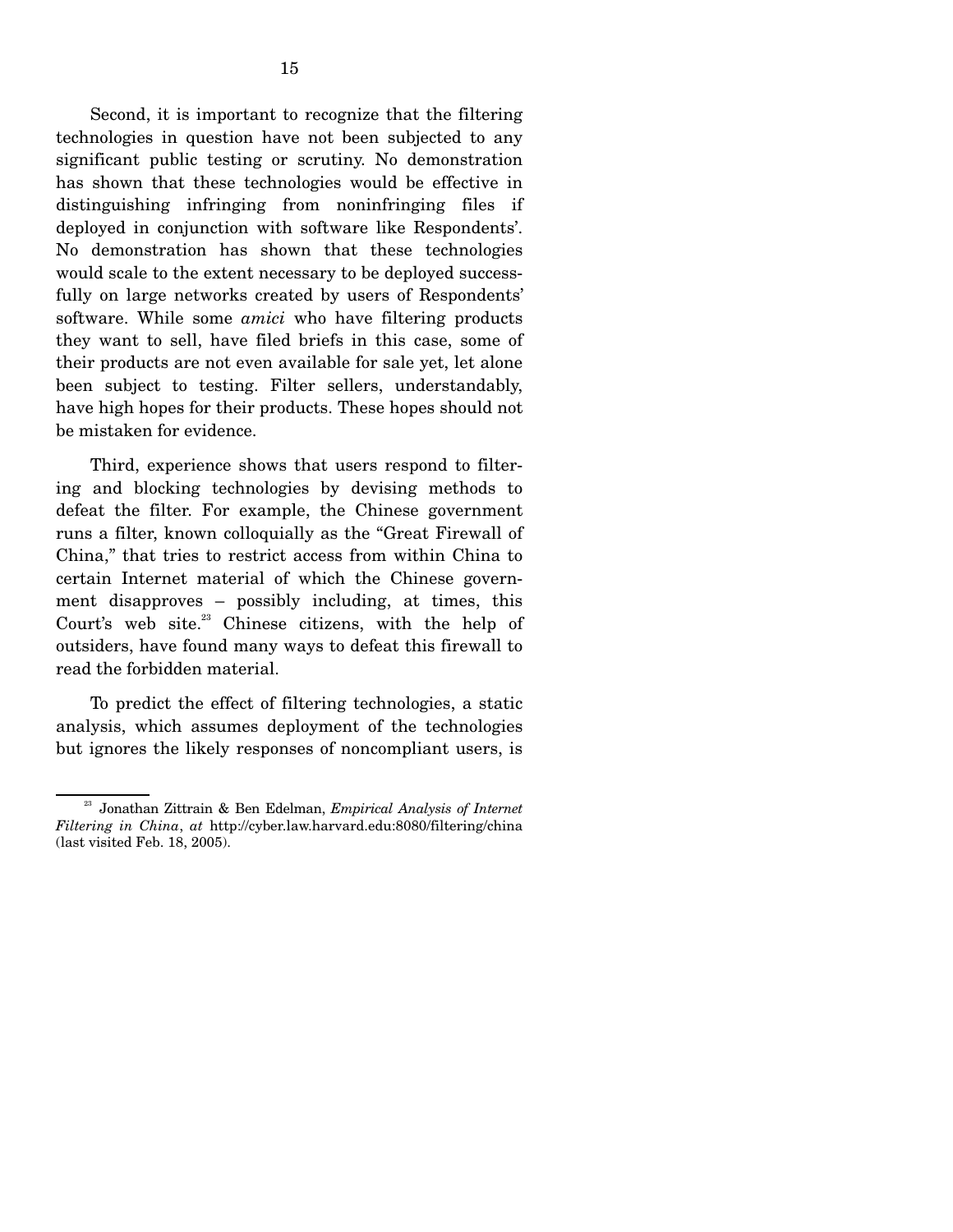Second, it is important to recognize that the filtering technologies in question have not been subjected to any significant public testing or scrutiny. No demonstration has shown that these technologies would be effective in distinguishing infringing from noninfringing files if deployed in conjunction with software like Respondents'. No demonstration has shown that these technologies would scale to the extent necessary to be deployed successfully on large networks created by users of Respondents' software. While some *amici* who have filtering products they want to sell, have filed briefs in this case, some of their products are not even available for sale yet, let alone been subject to testing. Filter sellers, understandably, have high hopes for their products. These hopes should not be mistaken for evidence.

Third, experience shows that users respond to filtering and blocking technologies by devising methods to defeat the filter. For example, the Chinese government runs a filter, known colloquially as the "Great Firewall of China," that tries to restrict access from within China to certain Internet material of which the Chinese government disapproves – possibly including, at times, this Court's web site.[23] Chinese citizens, with the help of outsiders, have found many ways to defeat this firewall to read the forbidden material.

To predict the effect of filtering technologies, a static analysis, which assumes deployment of the technologies but ignores the likely responses of noncompliant users, is

---

[23] Jonathan Zittrain & Ben Edelman, *Empirical Analysis of Internet Filtering in China*, *at* http://cyber.law.harvard.edu:8080/filtering/china (last visited Feb. 18, 2005).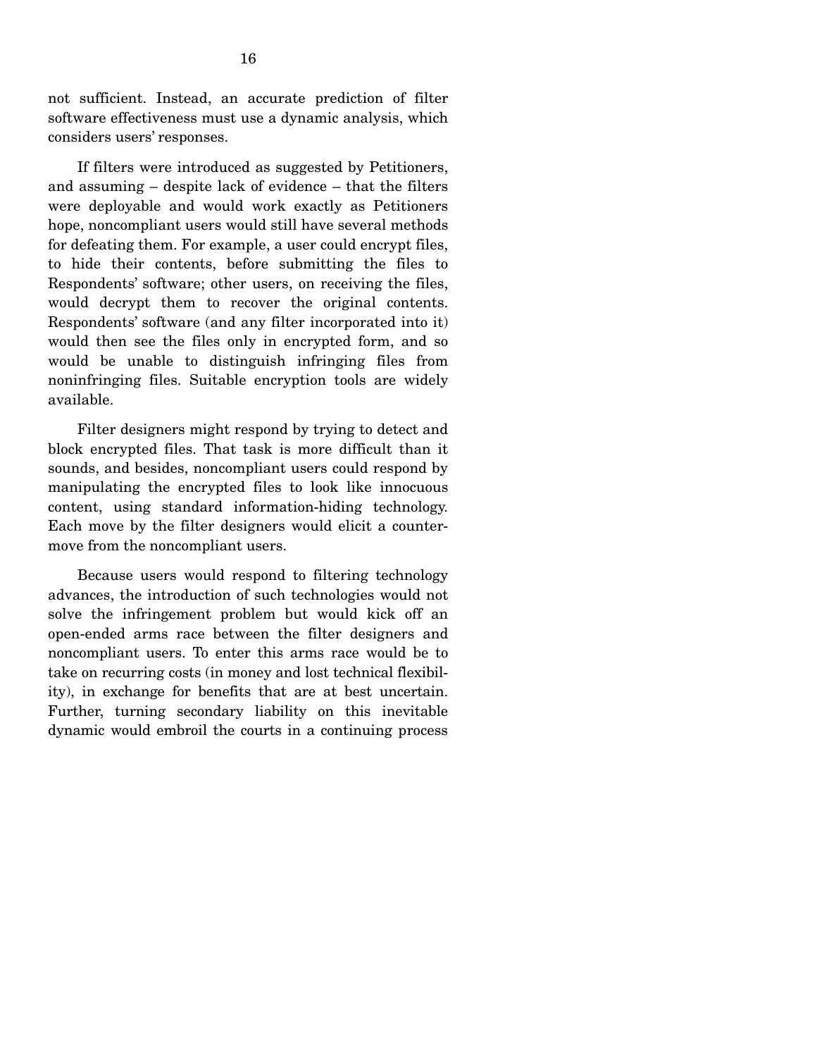not sufficient. Instead, an accurate prediction of filter software effectiveness must use a dynamic analysis, which considers users' responses.

If filters were introduced as suggested by Petitioners, and assuming – despite lack of evidence – that the filters were deployable and would work exactly as Petitioners hope, noncompliant users would still have several methods for defeating them. For example, a user could encrypt files, to hide their contents, before submitting the files to Respondents' software; other users, on receiving the files, would decrypt them to recover the original contents. Respondents' software (and any filter incorporated into it) would then see the files only in encrypted form, and so would be unable to distinguish infringing files from noninfringing files. Suitable encryption tools are widely available.

Filter designers might respond by trying to detect and block encrypted files. That task is more difficult than it sounds, and besides, noncompliant users could respond by manipulating the encrypted files to look like innocuous content, using standard information-hiding technology. Each move by the filter designers would elicit a countermove from the noncompliant users.

Because users would respond to filtering technology advances, the introduction of such technologies would not solve the infringement problem but would kick off an open-ended arms race between the filter designers and noncompliant users. To enter this arms race would be to take on recurring costs (in money and lost technical flexibility), in exchange for benefits that are at best uncertain. Further, turning secondary liability on this inevitable dynamic would embroil the courts in a continuing process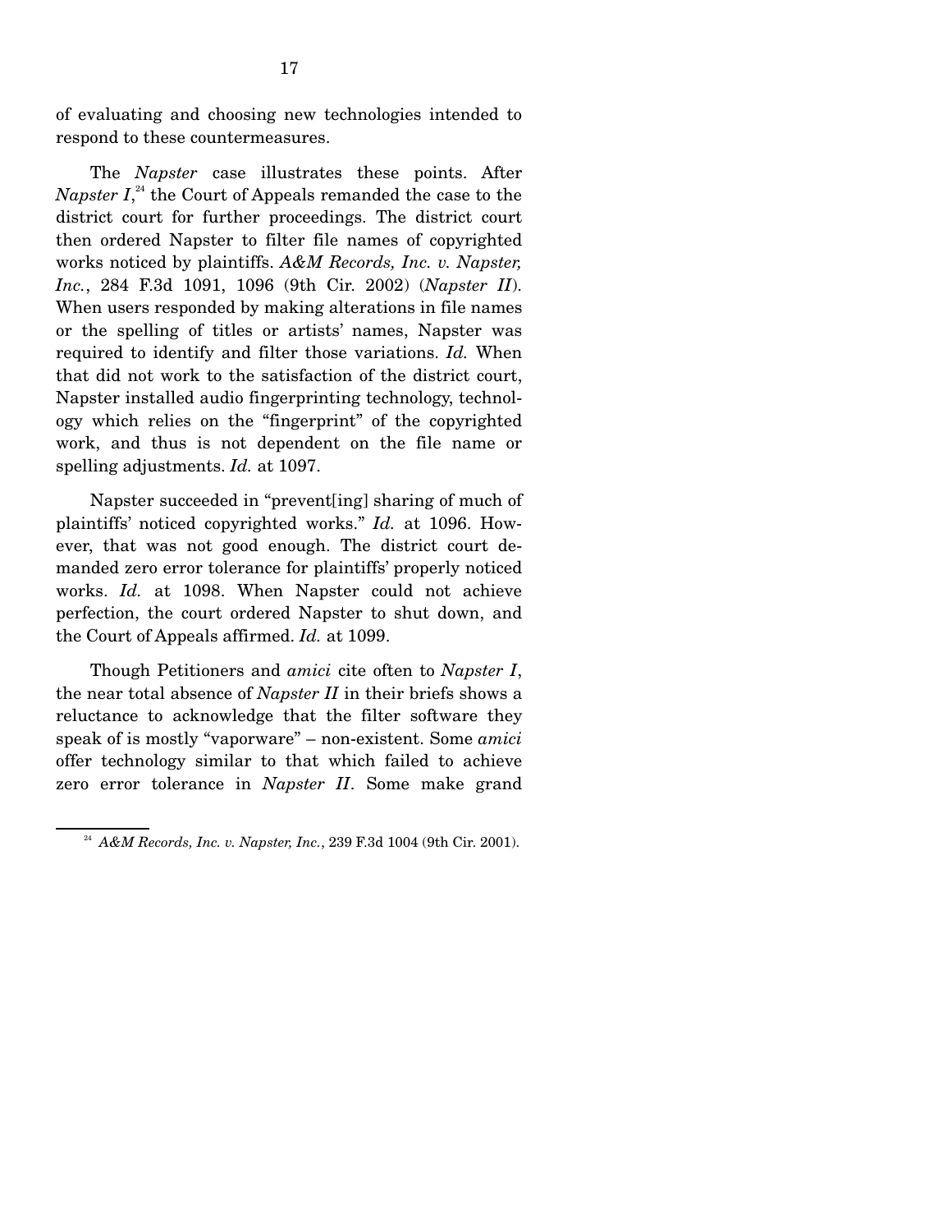of evaluating and choosing new technologies intended to respond to these countermeasures.

The *Napster* case illustrates these points. After *Napster I*,[24] the Court of Appeals remanded the case to the district court for further proceedings. The district court then ordered Napster to filter file names of copyrighted works noticed by plaintiffs. *A&M Records, Inc. v. Napster, Inc.*, 284 F.3d 1091, 1096 (9th Cir. 2002) (*Napster II*). When users responded by making alterations in file names or the spelling of titles or artists' names, Napster was required to identify and filter those variations. *Id.* When that did not work to the satisfaction of the district court, Napster installed audio fingerprinting technology, technology which relies on the "fingerprint" of the copyrighted work, and thus is not dependent on the file name or spelling adjustments. *Id.* at 1097.

Napster succeeded in "prevent[ing] sharing of much of plaintiffs' noticed copyrighted works." *Id.* at 1096. However, that was not good enough. The district court demanded zero error tolerance for plaintiffs' properly noticed works. *Id.* at 1098. When Napster could not achieve perfection, the court ordered Napster to shut down, and the Court of Appeals affirmed. *Id.* at 1099.

Though Petitioners and *amici* cite often to *Napster I*, the near total absence of *Napster II* in their briefs shows a reluctance to acknowledge that the filter software they speak of is mostly "vaporware" – non-existent. Some *amici* offer technology similar to that which failed to achieve zero error tolerance in *Napster II*. Some make grand

[24] *A&M Records, Inc. v. Napster, Inc.*, 239 F.3d 1004 (9th Cir. 2001).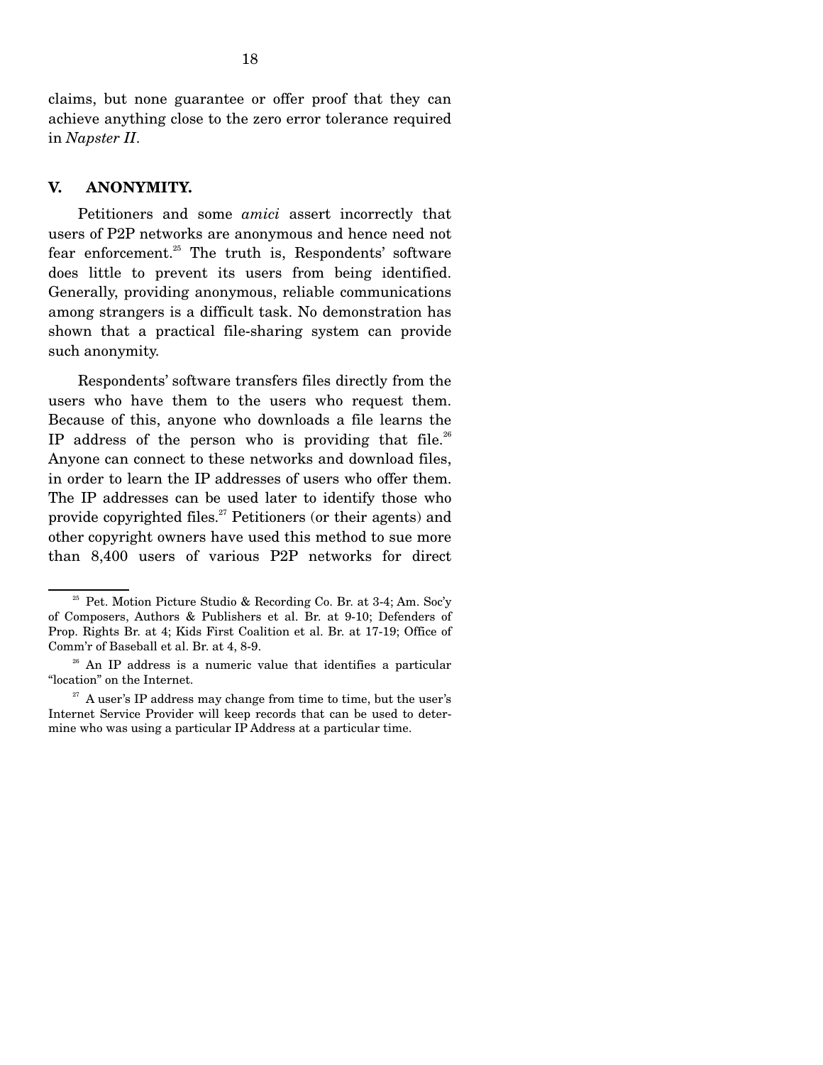claims, but none guarantee or offer proof that they can achieve anything close to the zero error tolerance required in *Napster II*.

## V. ANONYMITY.

Petitioners and some *amici* assert incorrectly that users of P2P networks are anonymous and hence need not fear enforcement.[25] The truth is, Respondents' software does little to prevent its users from being identified. Generally, providing anonymous, reliable communications among strangers is a difficult task. No demonstration has shown that a practical file-sharing system can provide such anonymity.

Respondents' software transfers files directly from the users who have them to the users who request them. Because of this, anyone who downloads a file learns the IP address of the person who is providing that file.[26] Anyone can connect to these networks and download files, in order to learn the IP addresses of users who offer them. The IP addresses can be used later to identify those who provide copyrighted files.[27] Petitioners (or their agents) and other copyright owners have used this method to sue more than 8,400 users of various P2P networks for direct

---

[25] Pet. Motion Picture Studio & Recording Co. Br. at 3-4; Am. Soc'y of Composers, Authors & Publishers et al. Br. at 9-10; Defenders of Prop. Rights Br. at 4; Kids First Coalition et al. Br. at 17-19; Office of Comm'r of Baseball et al. Br. at 4, 8-9.

[26] An IP address is a numeric value that identifies a particular "location" on the Internet.

[27] A user's IP address may change from time to time, but the user's Internet Service Provider will keep records that can be used to determine who was using a particular IP Address at a particular time.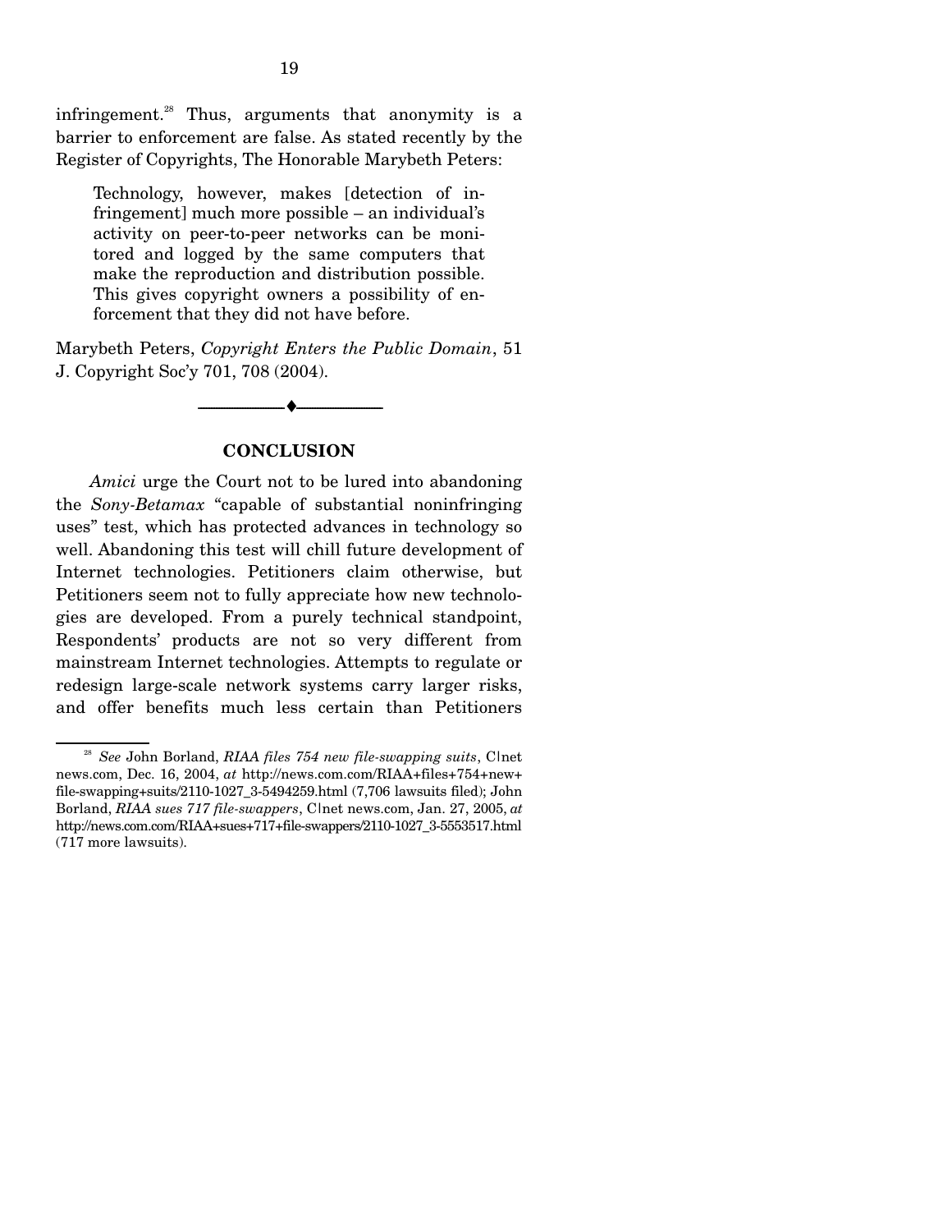infringement.[28] Thus, arguments that anonymity is a barrier to enforcement are false. As stated recently by the Register of Copyrights, The Honorable Marybeth Peters:

> Technology, however, makes [detection of infringement] much more possible – an individual's activity on peer-to-peer networks can be monitored and logged by the same computers that make the reproduction and distribution possible. This gives copyright owners a possibility of enforcement that they did not have before.

Marybeth Peters, *Copyright Enters the Public Domain*, 51 J. Copyright Soc'y 701, 708 (2004).

---

## CONCLUSION

*Amici* urge the Court not to be lured into abandoning the *Sony-Betamax* "capable of substantial noninfringing uses" test, which has protected advances in technology so well. Abandoning this test will chill future development of Internet technologies. Petitioners claim otherwise, but Petitioners seem not to fully appreciate how new technologies are developed. From a purely technical standpoint, Respondents' products are not so very different from mainstream Internet technologies. Attempts to regulate or redesign large-scale network systems carry larger risks, and offer benefits much less certain than Petitioners

---

[28] *See* John Borland, *RIAA files 754 new file-swapping suits*, C|net news.com, Dec. 16, 2004, *at* http://news.com.com/RIAA+files+754+new+file-swapping+suits/2110-1027_3-5494259.html (7,706 lawsuits filed); John Borland, *RIAA sues 717 file-swappers*, C|net news.com, Jan. 27, 2005, *at* http://news.com.com/RIAA+sues+717+file-swappers/2110-1027_3-5553517.html (717 more lawsuits).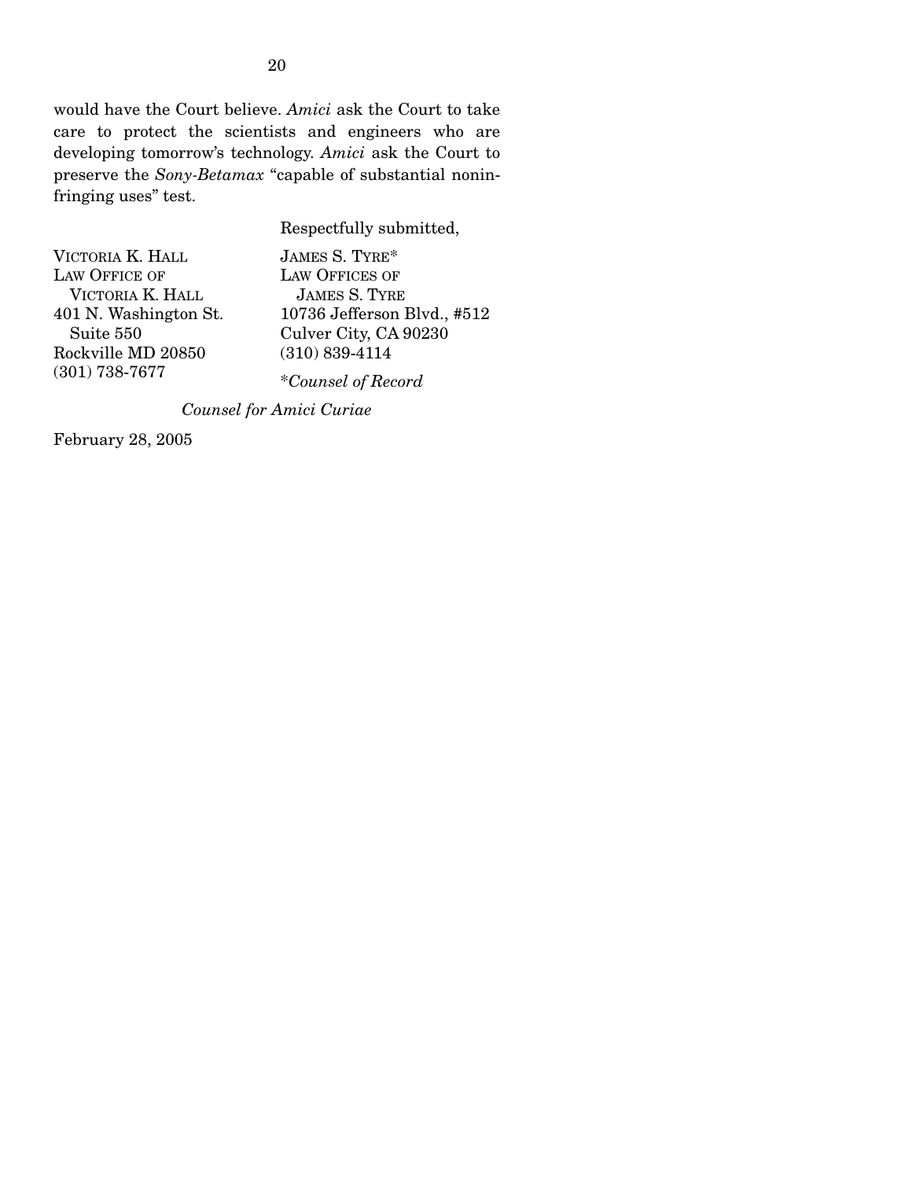would have the Court believe. *Amici* ask the Court to take care to protect the scientists and engineers who are developing tomorrow's technology. *Amici* ask the Court to preserve the *Sony-Betamax* "capable of substantial noninfringing uses" test.

Respectfully submitted,

JAMES S. TYRE*
LAW OFFICES OF
JAMES S. TYRE
10736 Jefferson Blvd., #512
Culver City, CA 90230
(310) 839-4114

*\*Counsel of Record*

VICTORIA K. HALL
LAW OFFICE OF
VICTORIA K. HALL
401 N. Washington St.
Suite 550
Rockville MD 20850
(301) 738-7677

*Counsel for Amici Curiae*

February 28, 2005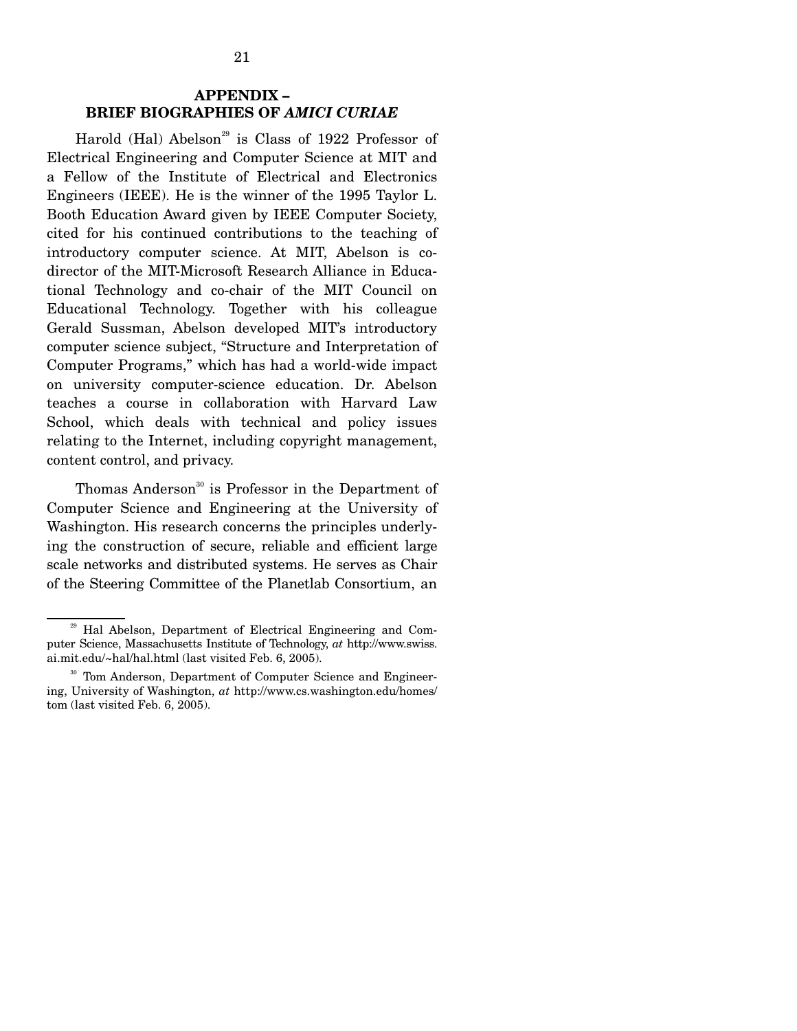## APPENDIX – BRIEF BIOGRAPHIES OF *AMICI CURIAE*

Harold (Hal) Abelson[29] is Class of 1922 Professor of Electrical Engineering and Computer Science at MIT and a Fellow of the Institute of Electrical and Electronics Engineers (IEEE). He is the winner of the 1995 Taylor L. Booth Education Award given by IEEE Computer Society, cited for his continued contributions to the teaching of introductory computer science. At MIT, Abelson is co-director of the MIT-Microsoft Research Alliance in Educational Technology and co-chair of the MIT Council on Educational Technology. Together with his colleague Gerald Sussman, Abelson developed MIT's introductory computer science subject, "Structure and Interpretation of Computer Programs," which has had a world-wide impact on university computer-science education. Dr. Abelson teaches a course in collaboration with Harvard Law School, which deals with technical and policy issues relating to the Internet, including copyright management, content control, and privacy.

Thomas Anderson[30] is Professor in the Department of Computer Science and Engineering at the University of Washington. His research concerns the principles underlying the construction of secure, reliable and efficient large scale networks and distributed systems. He serves as Chair of the Steering Committee of the Planetlab Consortium, an

---

[29] Hal Abelson, Department of Electrical Engineering and Computer Science, Massachusetts Institute of Technology, *at* http://www.swiss.ai.mit.edu/~hal/hal.html (last visited Feb. 6, 2005).

[30] Tom Anderson, Department of Computer Science and Engineering, University of Washington, *at* http://www.cs.washington.edu/homes/tom (last visited Feb. 6, 2005).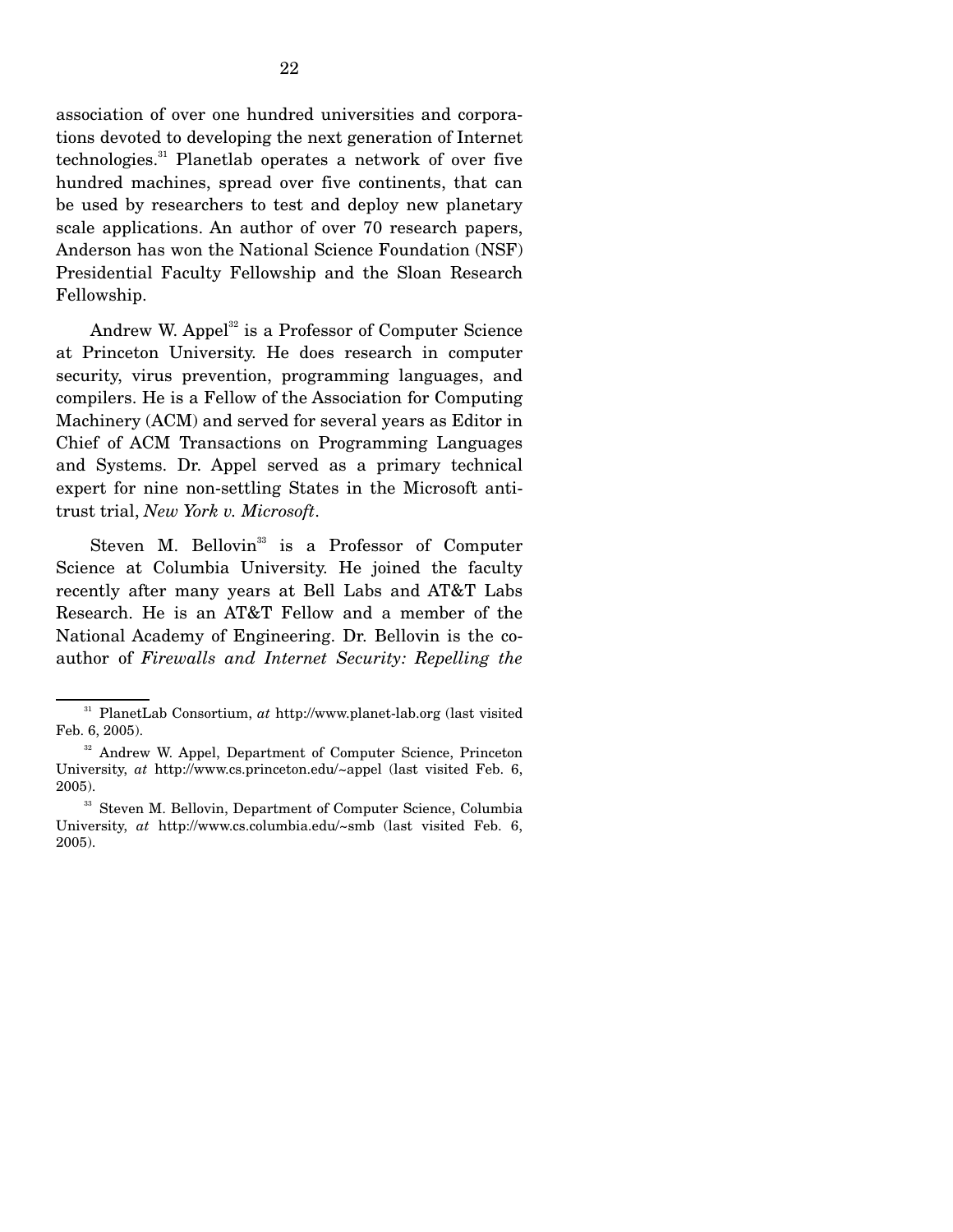association of over one hundred universities and corporations devoted to developing the next generation of Internet technologies.[31] Planetlab operates a network of over five hundred machines, spread over five continents, that can be used by researchers to test and deploy new planetary scale applications. An author of over 70 research papers, Anderson has won the National Science Foundation (NSF) Presidential Faculty Fellowship and the Sloan Research Fellowship.

Andrew W. Appel[32] is a Professor of Computer Science at Princeton University. He does research in computer security, virus prevention, programming languages, and compilers. He is a Fellow of the Association for Computing Machinery (ACM) and served for several years as Editor in Chief of ACM Transactions on Programming Languages and Systems. Dr. Appel served as a primary technical expert for nine non-settling States in the Microsoft antitrust trial, *New York v. Microsoft*.

Steven M. Bellovin[33] is a Professor of Computer Science at Columbia University. He joined the faculty recently after many years at Bell Labs and AT&T Labs Research. He is an AT&T Fellow and a member of the National Academy of Engineering. Dr. Bellovin is the co-author of *Firewalls and Internet Security: Repelling the*

---

[31] PlanetLab Consortium, *at* http://www.planet-lab.org (last visited Feb. 6, 2005).

[32] Andrew W. Appel, Department of Computer Science, Princeton University, *at* http://www.cs.princeton.edu/~appel (last visited Feb. 6, 2005).

[33] Steven M. Bellovin, Department of Computer Science, Columbia University, *at* http://www.cs.columbia.edu/~smb (last visited Feb. 6, 2005).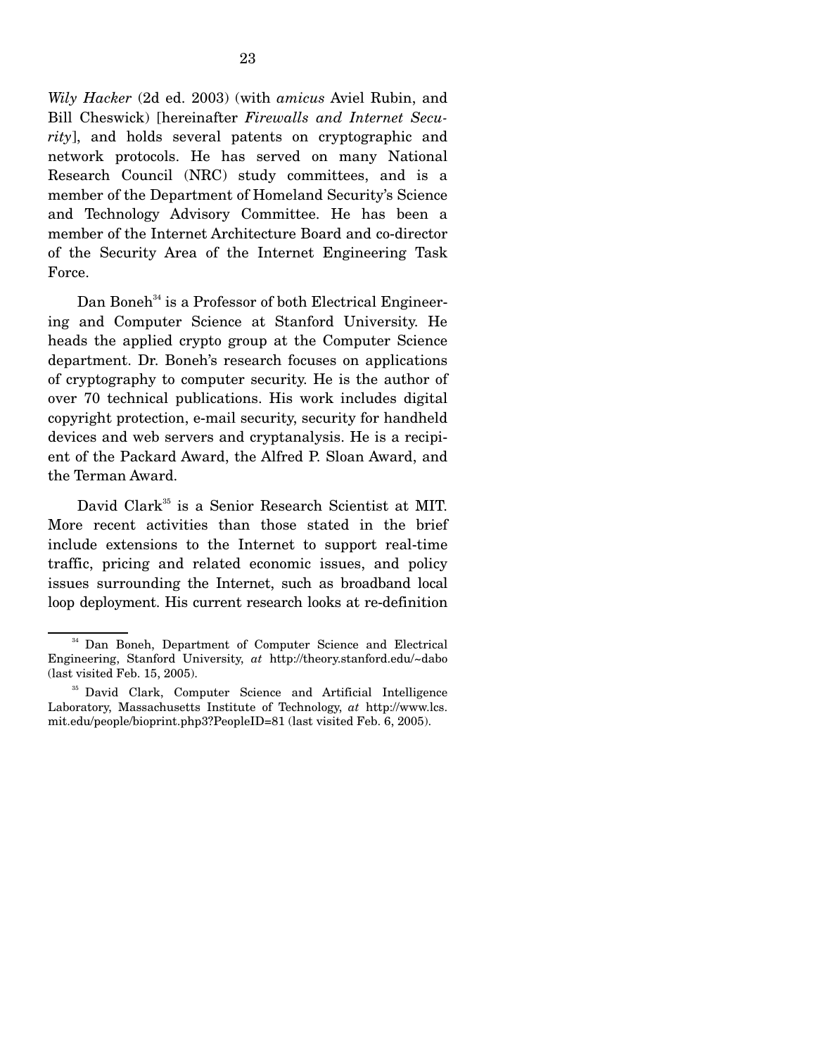*Wily Hacker* (2d ed. 2003) (with *amicus* Aviel Rubin, and Bill Cheswick) [hereinafter *Firewalls and Internet Security*], and holds several patents on cryptographic and network protocols. He has served on many National Research Council (NRC) study committees, and is a member of the Department of Homeland Security's Science and Technology Advisory Committee. He has been a member of the Internet Architecture Board and co-director of the Security Area of the Internet Engineering Task Force.

Dan Boneh[34] is a Professor of both Electrical Engineering and Computer Science at Stanford University. He heads the applied crypto group at the Computer Science department. Dr. Boneh's research focuses on applications of cryptography to computer security. He is the author of over 70 technical publications. His work includes digital copyright protection, e-mail security, security for handheld devices and web servers and cryptanalysis. He is a recipient of the Packard Award, the Alfred P. Sloan Award, and the Terman Award.

David Clark[35] is a Senior Research Scientist at MIT. More recent activities than those stated in the brief include extensions to the Internet to support real-time traffic, pricing and related economic issues, and policy issues surrounding the Internet, such as broadband local loop deployment. His current research looks at re-definition

---

[34] Dan Boneh, Department of Computer Science and Electrical Engineering, Stanford University, *at* http://theory.stanford.edu/~dabo (last visited Feb. 15, 2005).

[35] David Clark, Computer Science and Artificial Intelligence Laboratory, Massachusetts Institute of Technology, *at* http://www.lcs.mit.edu/people/bioprint.php3?PeopleID=81 (last visited Feb. 6, 2005).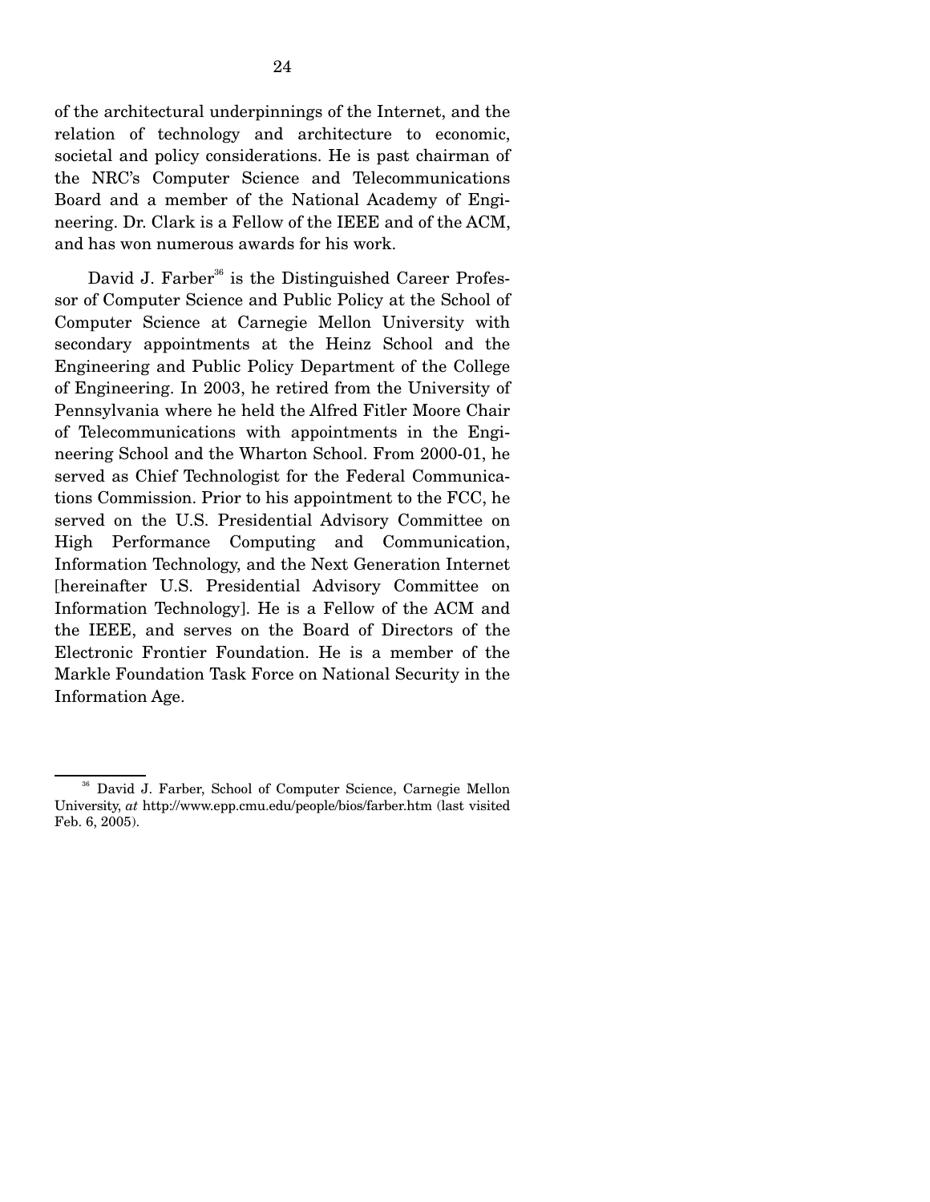of the architectural underpinnings of the Internet, and the relation of technology and architecture to economic, societal and policy considerations. He is past chairman of the NRC's Computer Science and Telecommunications Board and a member of the National Academy of Engineering. Dr. Clark is a Fellow of the IEEE and of the ACM, and has won numerous awards for his work.

David J. Farber[36] is the Distinguished Career Professor of Computer Science and Public Policy at the School of Computer Science at Carnegie Mellon University with secondary appointments at the Heinz School and the Engineering and Public Policy Department of the College of Engineering. In 2003, he retired from the University of Pennsylvania where he held the Alfred Fitler Moore Chair of Telecommunications with appointments in the Engineering School and the Wharton School. From 2000-01, he served as Chief Technologist for the Federal Communications Commission. Prior to his appointment to the FCC, he served on the U.S. Presidential Advisory Committee on High Performance Computing and Communication, Information Technology, and the Next Generation Internet [hereinafter U.S. Presidential Advisory Committee on Information Technology]. He is a Fellow of the ACM and the IEEE, and serves on the Board of Directors of the Electronic Frontier Foundation. He is a member of the Markle Foundation Task Force on National Security in the Information Age.

---

[36] David J. Farber, School of Computer Science, Carnegie Mellon University, *at* http://www.epp.cmu.edu/people/bios/farber.htm (last visited Feb. 6, 2005).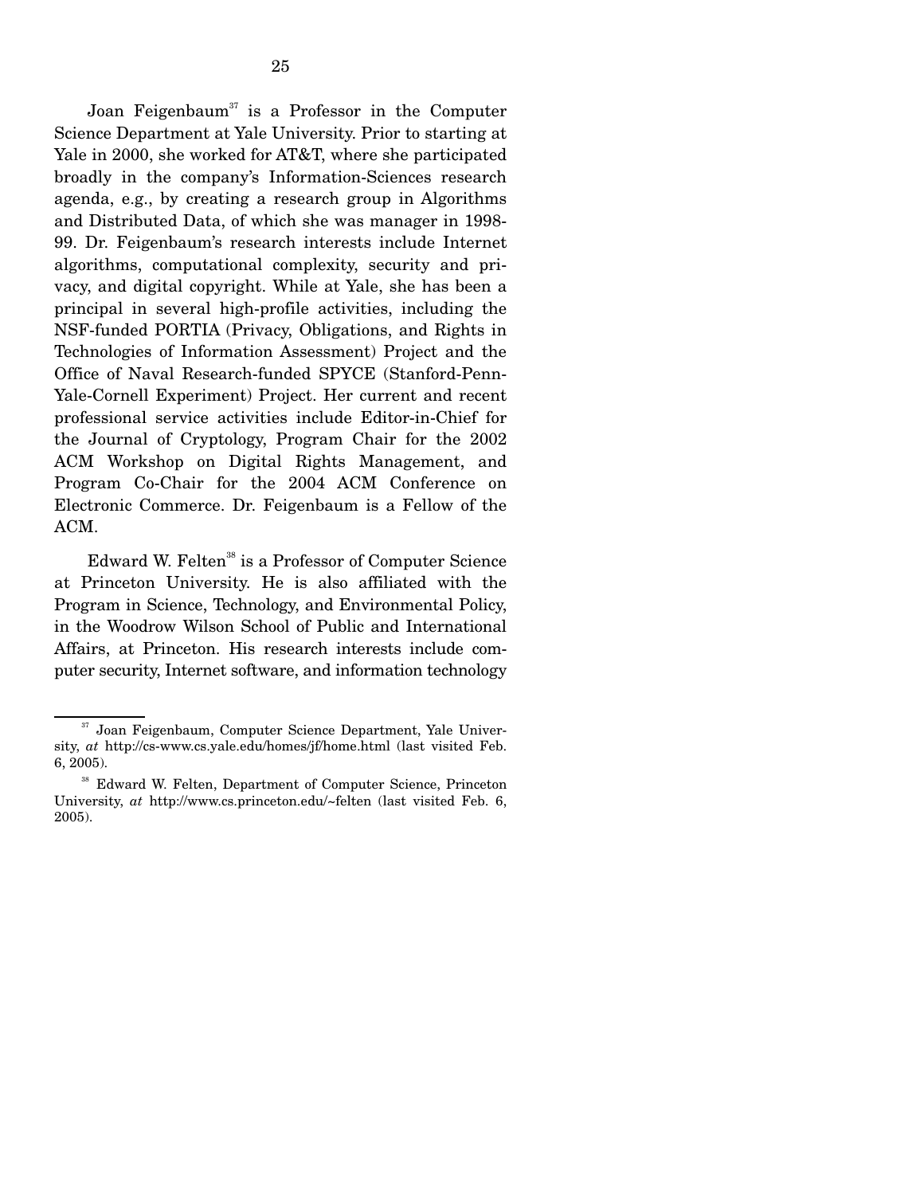Joan Feigenbaum[37] is a Professor in the Computer Science Department at Yale University. Prior to starting at Yale in 2000, she worked for AT&T, where she participated broadly in the company's Information-Sciences research agenda, e.g., by creating a research group in Algorithms and Distributed Data, of which she was manager in 1998-99. Dr. Feigenbaum's research interests include Internet algorithms, computational complexity, security and privacy, and digital copyright. While at Yale, she has been a principal in several high-profile activities, including the NSF-funded PORTIA (Privacy, Obligations, and Rights in Technologies of Information Assessment) Project and the Office of Naval Research-funded SPYCE (Stanford-Penn-Yale-Cornell Experiment) Project. Her current and recent professional service activities include Editor-in-Chief for the Journal of Cryptology, Program Chair for the 2002 ACM Workshop on Digital Rights Management, and Program Co-Chair for the 2004 ACM Conference on Electronic Commerce. Dr. Feigenbaum is a Fellow of the ACM.

Edward W. Felten[38] is a Professor of Computer Science at Princeton University. He is also affiliated with the Program in Science, Technology, and Environmental Policy, in the Woodrow Wilson School of Public and International Affairs, at Princeton. His research interests include computer security, Internet software, and information technology

---

[37] Joan Feigenbaum, Computer Science Department, Yale University, *at* http://cs-www.cs.yale.edu/homes/jf/home.html (last visited Feb. 6, 2005).

[38] Edward W. Felten, Department of Computer Science, Princeton University, *at* http://www.cs.princeton.edu/~felten (last visited Feb. 6, 2005).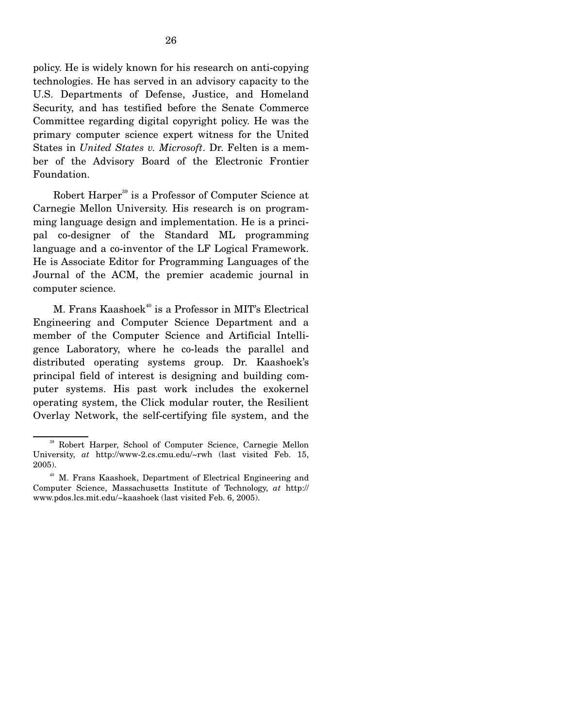policy. He is widely known for his research on anti-copying technologies. He has served in an advisory capacity to the U.S. Departments of Defense, Justice, and Homeland Security, and has testified before the Senate Commerce Committee regarding digital copyright policy. He was the primary computer science expert witness for the United States in *United States v. Microsoft*. Dr. Felten is a member of the Advisory Board of the Electronic Frontier Foundation.

Robert Harper[39] is a Professor of Computer Science at Carnegie Mellon University. His research is on programming language design and implementation. He is a principal co-designer of the Standard ML programming language and a co-inventor of the LF Logical Framework. He is Associate Editor for Programming Languages of the Journal of the ACM, the premier academic journal in computer science.

M. Frans Kaashoek[40] is a Professor in MIT's Electrical Engineering and Computer Science Department and a member of the Computer Science and Artificial Intelligence Laboratory, where he co-leads the parallel and distributed operating systems group. Dr. Kaashoek's principal field of interest is designing and building computer systems. His past work includes the exokernel operating system, the Click modular router, the Resilient Overlay Network, the self-certifying file system, and the

---

[39] Robert Harper, School of Computer Science, Carnegie Mellon University, *at* http://www-2.cs.cmu.edu/~rwh (last visited Feb. 15, 2005).

[40] M. Frans Kaashoek, Department of Electrical Engineering and Computer Science, Massachusetts Institute of Technology, *at* http://www.pdos.lcs.mit.edu/~kaashoek (last visited Feb. 6, 2005).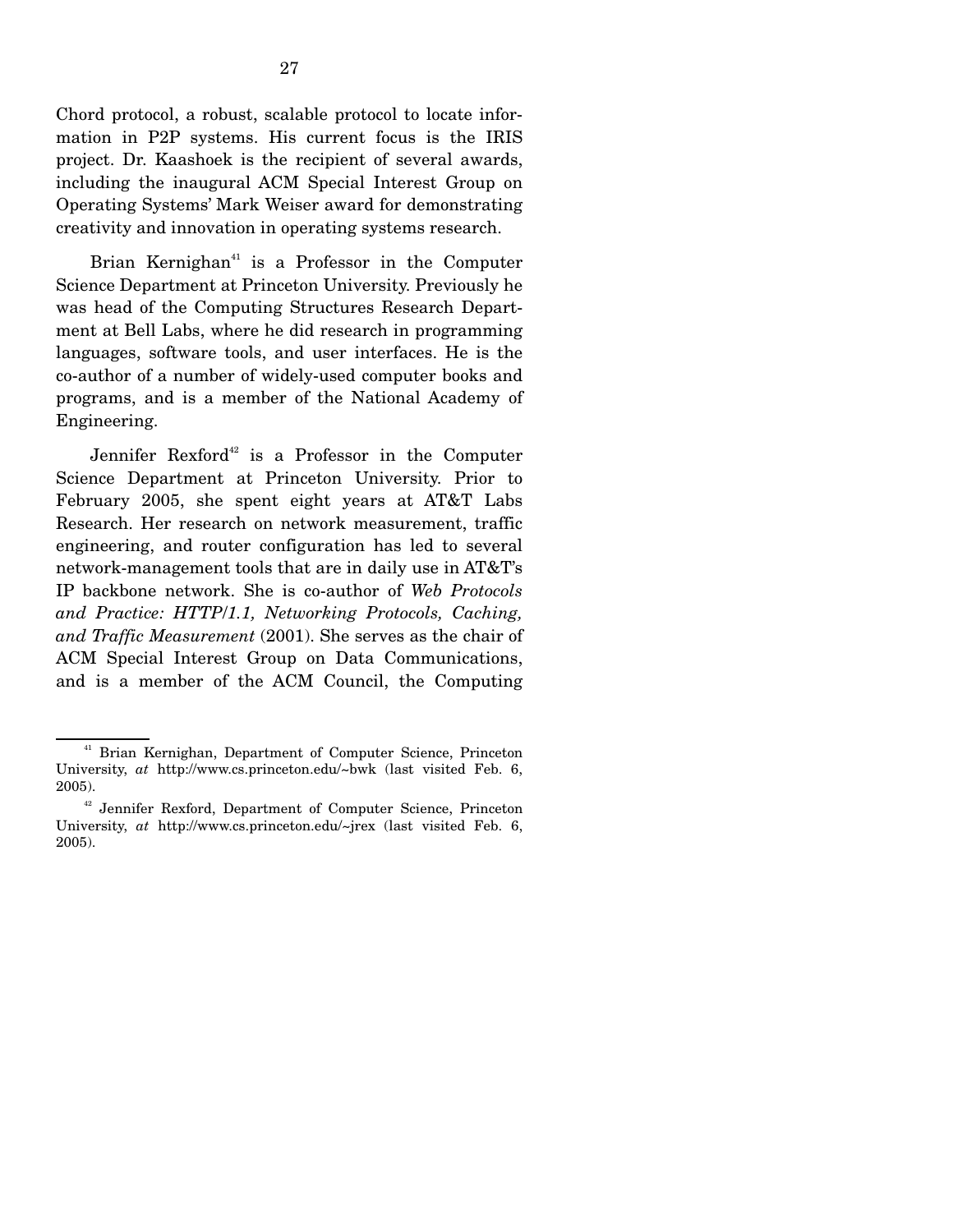Chord protocol, a robust, scalable protocol to locate information in P2P systems. His current focus is the IRIS project. Dr. Kaashoek is the recipient of several awards, including the inaugural ACM Special Interest Group on Operating Systems' Mark Weiser award for demonstrating creativity and innovation in operating systems research.

Brian Kernighan[41] is a Professor in the Computer Science Department at Princeton University. Previously he was head of the Computing Structures Research Department at Bell Labs, where he did research in programming languages, software tools, and user interfaces. He is the co-author of a number of widely-used computer books and programs, and is a member of the National Academy of Engineering.

Jennifer Rexford[42] is a Professor in the Computer Science Department at Princeton University. Prior to February 2005, she spent eight years at AT&T Labs Research. Her research on network measurement, traffic engineering, and router configuration has led to several network-management tools that are in daily use in AT&T's IP backbone network. She is co-author of *Web Protocols and Practice: HTTP/1.1, Networking Protocols, Caching, and Traffic Measurement* (2001). She serves as the chair of ACM Special Interest Group on Data Communications, and is a member of the ACM Council, the Computing

---

[41] Brian Kernighan, Department of Computer Science, Princeton University, *at* http://www.cs.princeton.edu/~bwk (last visited Feb. 6, 2005).

[42] Jennifer Rexford, Department of Computer Science, Princeton University, *at* http://www.cs.princeton.edu/~jrex (last visited Feb. 6, 2005).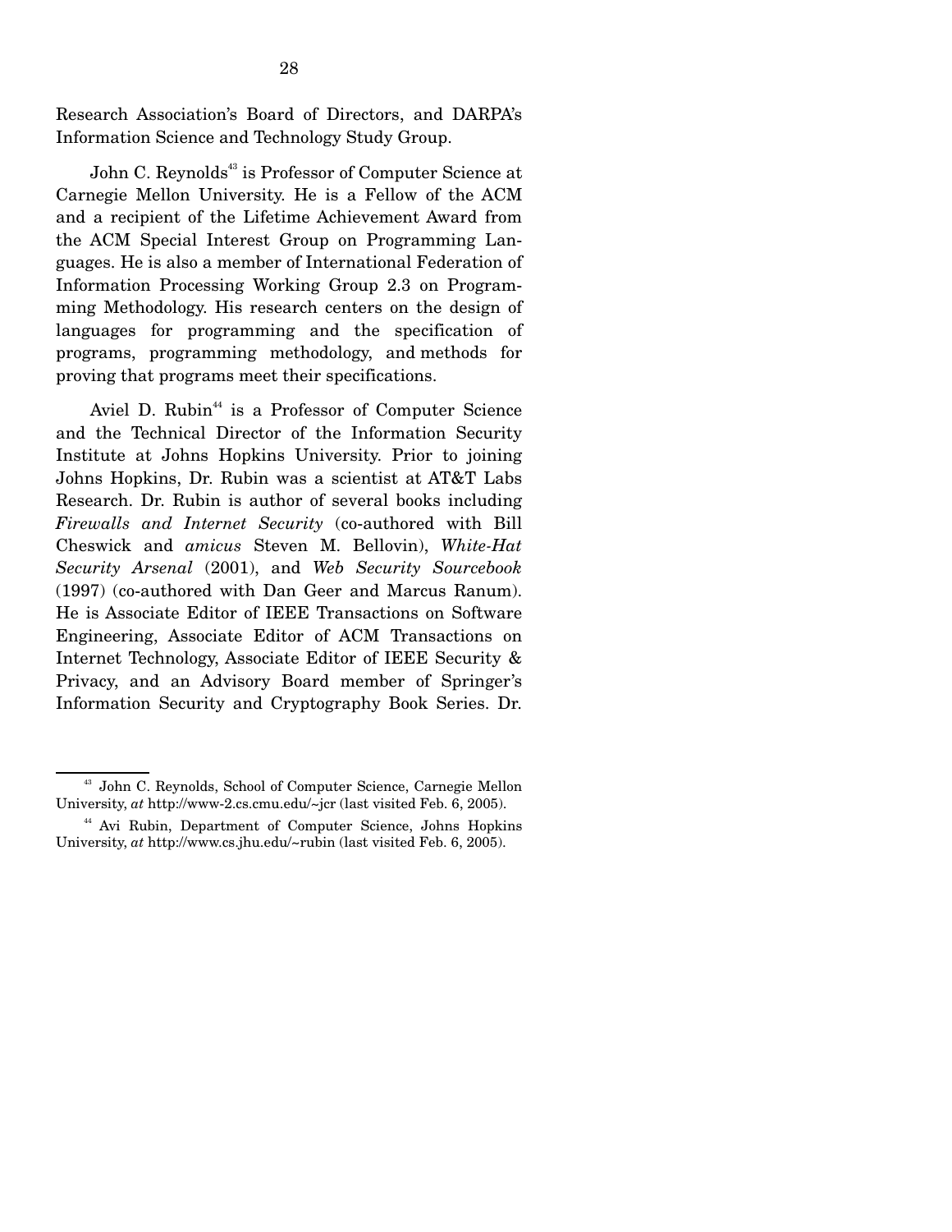Research Association's Board of Directors, and DARPA's Information Science and Technology Study Group.

John C. Reynolds[43] is Professor of Computer Science at Carnegie Mellon University. He is a Fellow of the ACM and a recipient of the Lifetime Achievement Award from the ACM Special Interest Group on Programming Languages. He is also a member of International Federation of Information Processing Working Group 2.3 on Programming Methodology. His research centers on the design of languages for programming and the specification of programs, programming methodology, and methods for proving that programs meet their specifications.

Aviel D. Rubin[44] is a Professor of Computer Science and the Technical Director of the Information Security Institute at Johns Hopkins University. Prior to joining Johns Hopkins, Dr. Rubin was a scientist at AT&T Labs Research. Dr. Rubin is author of several books including *Firewalls and Internet Security* (co-authored with Bill Cheswick and *amicus* Steven M. Bellovin), *White-Hat Security Arsenal* (2001), and *Web Security Sourcebook* (1997) (co-authored with Dan Geer and Marcus Ranum). He is Associate Editor of IEEE Transactions on Software Engineering, Associate Editor of ACM Transactions on Internet Technology, Associate Editor of IEEE Security & Privacy, and an Advisory Board member of Springer's Information Security and Cryptography Book Series. Dr.

---

[43] John C. Reynolds, School of Computer Science, Carnegie Mellon University, *at* http://www-2.cs.cmu.edu/~jcr (last visited Feb. 6, 2005).

[44] Avi Rubin, Department of Computer Science, Johns Hopkins University, *at* http://www.cs.jhu.edu/~rubin (last visited Feb. 6, 2005).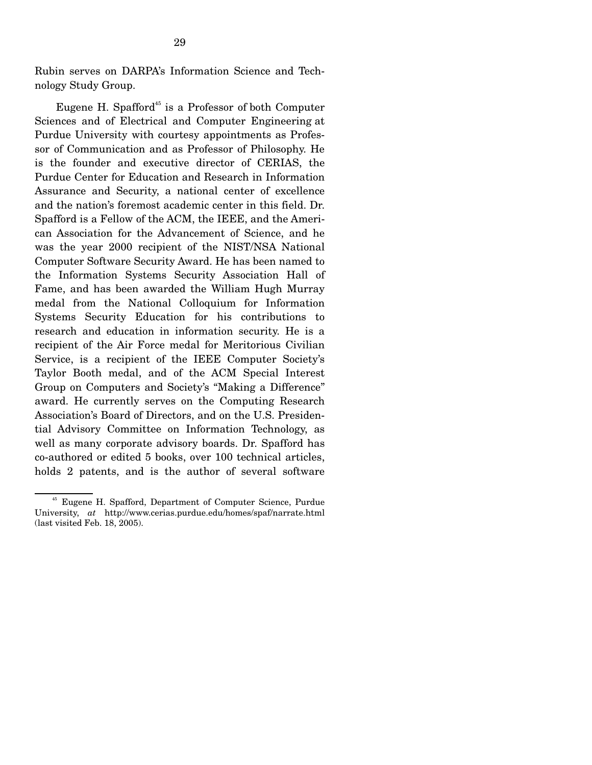Rubin serves on DARPA's Information Science and Technology Study Group.

Eugene H. Spafford[45] is a Professor of both Computer Sciences and of Electrical and Computer Engineering at Purdue University with courtesy appointments as Professor of Communication and as Professor of Philosophy. He is the founder and executive director of CERIAS, the Purdue Center for Education and Research in Information Assurance and Security, a national center of excellence and the nation's foremost academic center in this field. Dr. Spafford is a Fellow of the ACM, the IEEE, and the American Association for the Advancement of Science, and he was the year 2000 recipient of the NIST/NSA National Computer Software Security Award. He has been named to the Information Systems Security Association Hall of Fame, and has been awarded the William Hugh Murray medal from the National Colloquium for Information Systems Security Education for his contributions to research and education in information security. He is a recipient of the Air Force medal for Meritorious Civilian Service, is a recipient of the IEEE Computer Society's Taylor Booth medal, and of the ACM Special Interest Group on Computers and Society's "Making a Difference" award. He currently serves on the Computing Research Association's Board of Directors, and on the U.S. Presidential Advisory Committee on Information Technology, as well as many corporate advisory boards. Dr. Spafford has co-authored or edited 5 books, over 100 technical articles, holds 2 patents, and is the author of several software

---

[45] Eugene H. Spafford, Department of Computer Science, Purdue University, *at* http://www.cerias.purdue.edu/homes/spaf/narrate.html (last visited Feb. 18, 2005).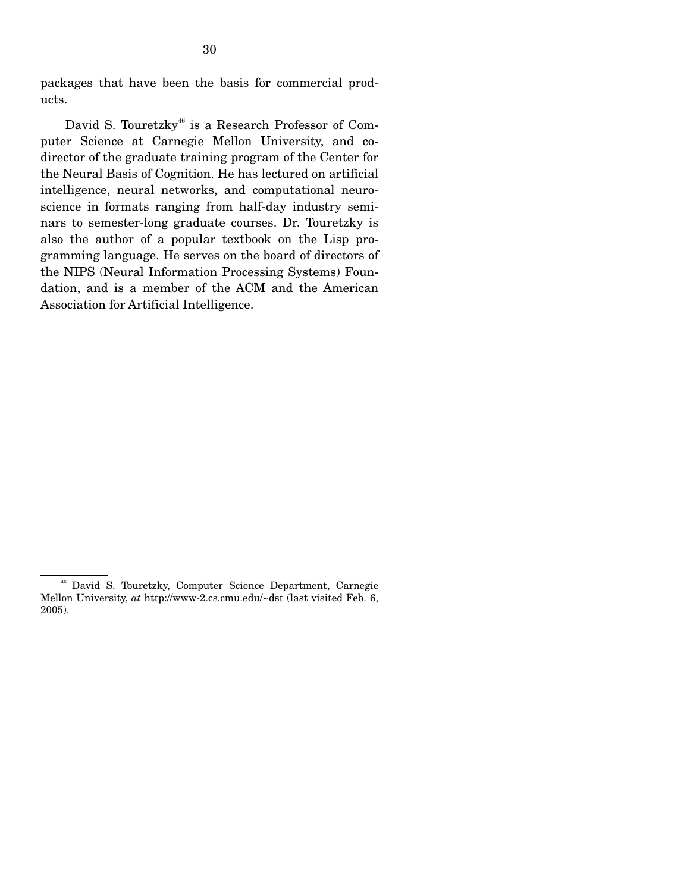packages that have been the basis for commercial products.

David S. Touretzky[46] is a Research Professor of Computer Science at Carnegie Mellon University, and co-director of the graduate training program of the Center for the Neural Basis of Cognition. He has lectured on artificial intelligence, neural networks, and computational neuroscience in formats ranging from half-day industry seminars to semester-long graduate courses. Dr. Touretzky is also the author of a popular textbook on the Lisp programming language. He serves on the board of directors of the NIPS (Neural Information Processing Systems) Foundation, and is a member of the ACM and the American Association for Artificial Intelligence.

---

[46] David S. Touretzky, Computer Science Department, Carnegie Mellon University, *at* http://www-2.cs.cmu.edu/~dst (last visited Feb. 6, 2005).